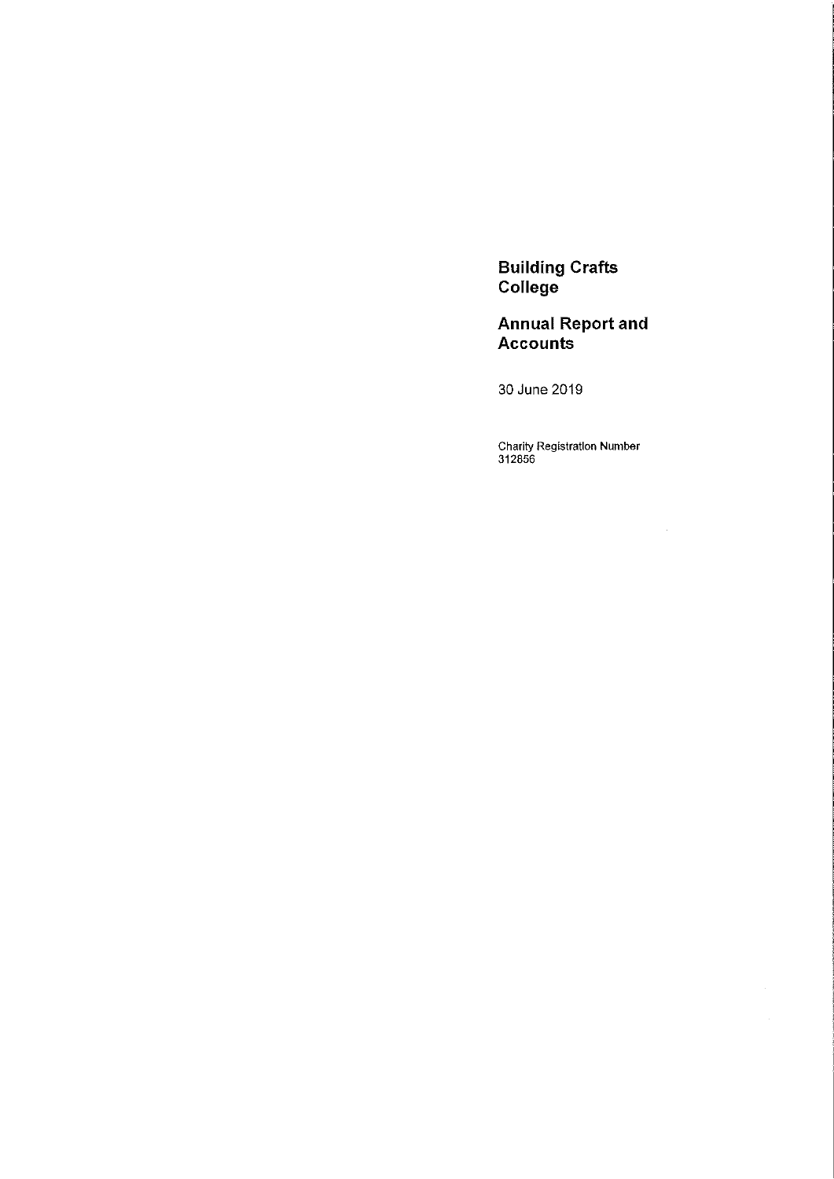# Building Crafts College

## Annual Report and Accounts

30 June 2019

Charity Registration Number
312856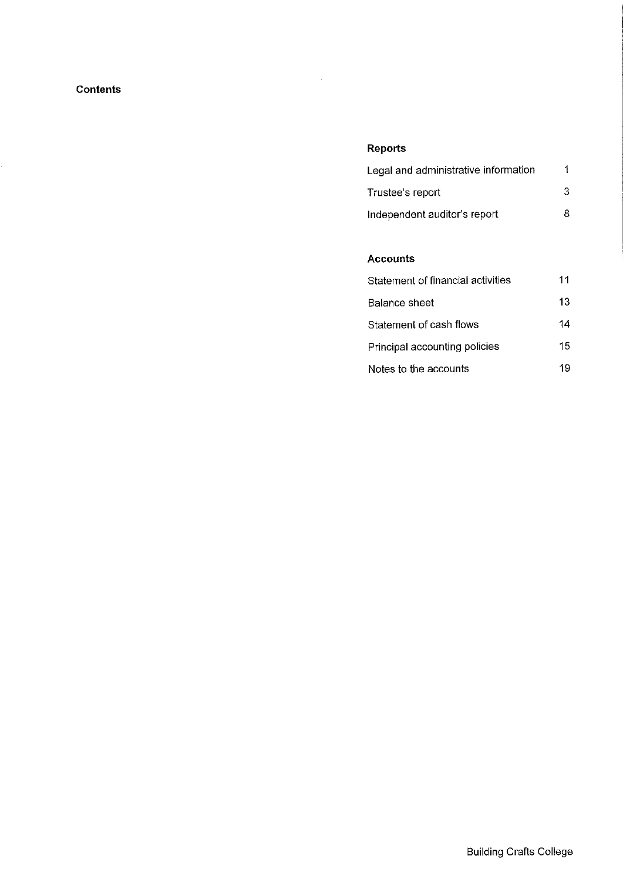# Contents

## Reports

| | |
|---|---|
| Legal and administrative information | 1 |
| Trustee's report | 3 |
| Independent auditor's report | 8 |

## Accounts

| | |
|---|---|
| Statement of financial activities | 11 |
| Balance sheet | 13 |
| Statement of cash flows | 14 |
| Principal accounting policies | 15 |
| Notes to the accounts | 19 |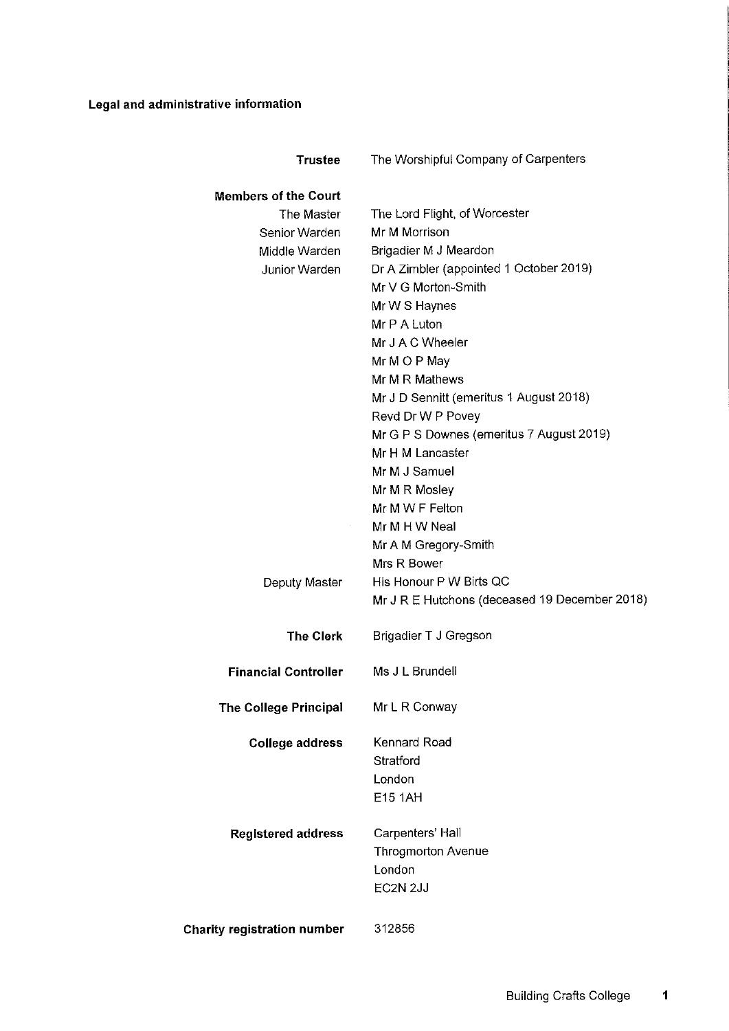## Legal and administrative information

| | |
|---|---|
| **Trustee** | The Worshipful Company of Carpenters |
| **Members of the Court** | |
| The Master | The Lord Flight, of Worcester |
| Senior Warden | Mr M Morrison |
| Middle Warden | Brigadier M J Meardon |
| Junior Warden | Dr A Zimbler (appointed 1 October 2019) |
| | Mr V G Morton-Smith |
| | Mr W S Haynes |
| | Mr P A Luton |
| | Mr J A C Wheeler |
| | Mr M O P May |
| | Mr M R Mathews |
| | Mr J D Sennitt (emeritus 1 August 2018) |
| | Revd Dr W P Povey |
| | Mr G P S Downes (emeritus 7 August 2019) |
| | Mr H M Lancaster |
| | Mr M J Samuel |
| | Mr M R Mosley |
| | Mr M W F Felton |
| | Mr M H W Neal |
| | Mr A M Gregory-Smith |
| | Mrs R Bower |
| Deputy Master | His Honour P W Birts QC |
| | Mr J R E Hutchons (deceased 19 December 2018) |
| **The Clerk** | Brigadier T J Gregson |
| **Financial Controller** | Ms J L Brundell |
| **The College Principal** | Mr L R Conway |
| **College address** | Kennard Road<br>Stratford<br>London<br>E15 1AH |
| **Registered address** | Carpenters' Hall<br>Throgmorton Avenue<br>London<br>EC2N 2JJ |
| **Charity registration number** | 312856 |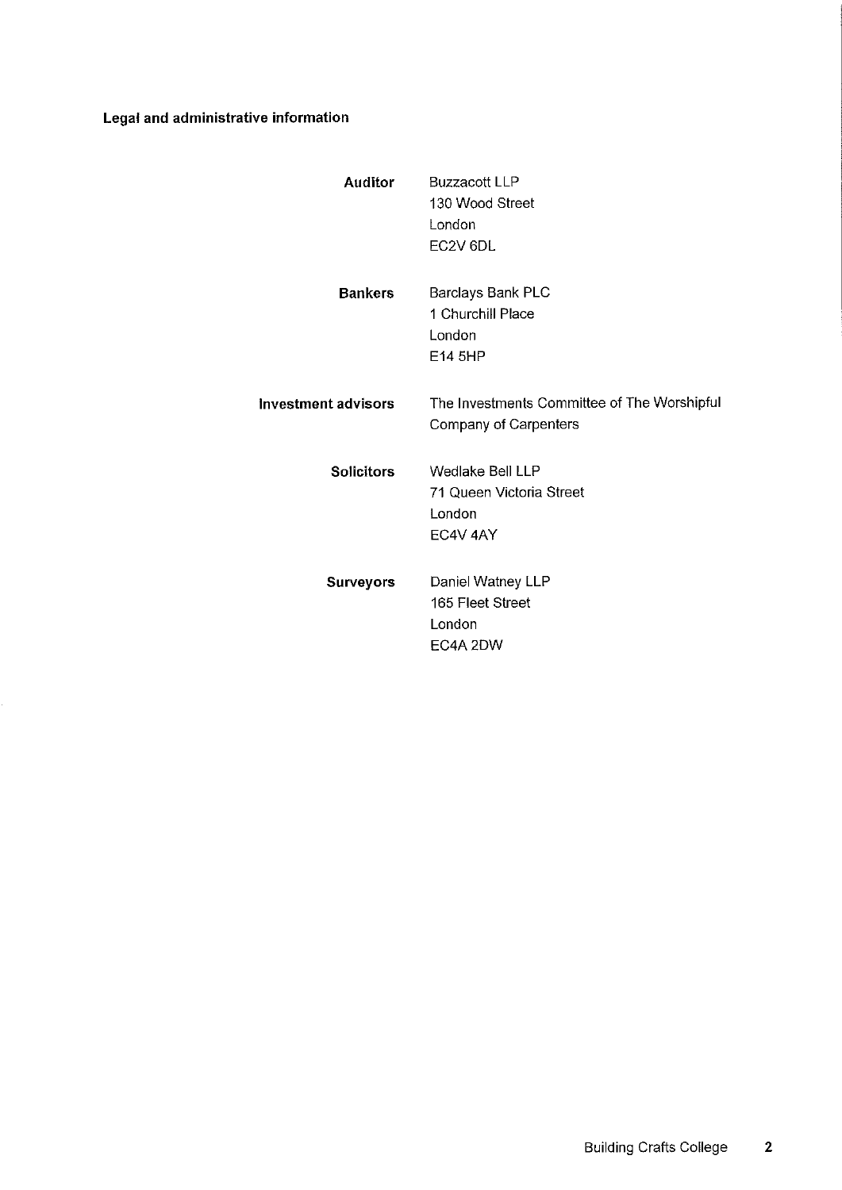## Legal and administrative information

**Auditor**
Buzzacott LLP
130 Wood Street
London
EC2V 6DL

**Bankers**
Barclays Bank PLC
1 Churchill Place
London
E14 5HP

**Investment advisors**
The Investments Committee of The Worshipful Company of Carpenters

**Solicitors**
Wedlake Bell LLP
71 Queen Victoria Street
London
EC4V 4AY

**Surveyors**
Daniel Watney LLP
165 Fleet Street
London
EC4A 2DW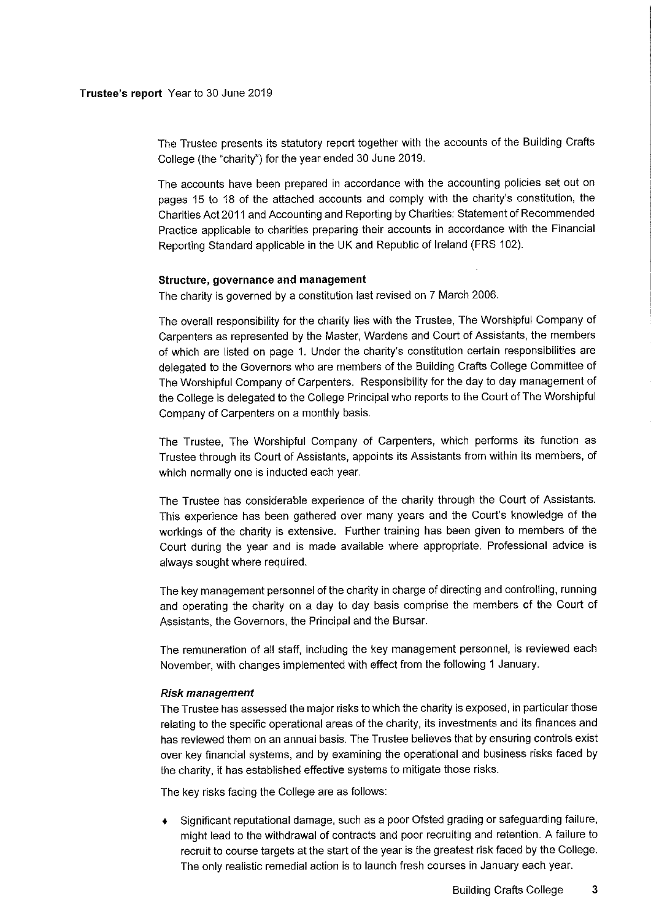# Trustee's report Year to 30 June 2019

The Trustee presents its statutory report together with the accounts of the Building Crafts College (the "charity") for the year ended 30 June 2019.

The accounts have been prepared in accordance with the accounting policies set out on pages 15 to 18 of the attached accounts and comply with the charity's constitution, the Charities Act 2011 and Accounting and Reporting by Charities: Statement of Recommended Practice applicable to charities preparing their accounts in accordance with the Financial Reporting Standard applicable in the UK and Republic of Ireland (FRS 102).

## Structure, governance and management

The charity is governed by a constitution last revised on 7 March 2006.

The overall responsibility for the charity lies with the Trustee, The Worshipful Company of Carpenters as represented by the Master, Wardens and Court of Assistants, the members of which are listed on page 1. Under the charity's constitution certain responsibilities are delegated to the Governors who are members of the Building Crafts College Committee of The Worshipful Company of Carpenters. Responsibility for the day to day management of the College is delegated to the College Principal who reports to the Court of The Worshipful Company of Carpenters on a monthly basis.

The Trustee, The Worshipful Company of Carpenters, which performs its function as Trustee through its Court of Assistants, appoints its Assistants from within its members, of which normally one is inducted each year.

The Trustee has considerable experience of the charity through the Court of Assistants. This experience has been gathered over many years and the Court's knowledge of the workings of the charity is extensive. Further training has been given to members of the Court during the year and is made available where appropriate. Professional advice is always sought where required.

The key management personnel of the charity in charge of directing and controlling, running and operating the charity on a day to day basis comprise the members of the Court of Assistants, the Governors, the Principal and the Bursar.

The remuneration of all staff, including the key management personnel, is reviewed each November, with changes implemented with effect from the following 1 January.

### *Risk management*

The Trustee has assessed the major risks to which the charity is exposed, in particular those relating to the specific operational areas of the charity, its investments and its finances and has reviewed them on an annual basis. The Trustee believes that by ensuring controls exist over key financial systems, and by examining the operational and business risks faced by the charity, it has established effective systems to mitigate those risks.

The key risks facing the College are as follows:

- Significant reputational damage, such as a poor Ofsted grading or safeguarding failure, might lead to the withdrawal of contracts and poor recruiting and retention. A failure to recruit to course targets at the start of the year is the greatest risk faced by the College. The only realistic remedial action is to launch fresh courses in January each year.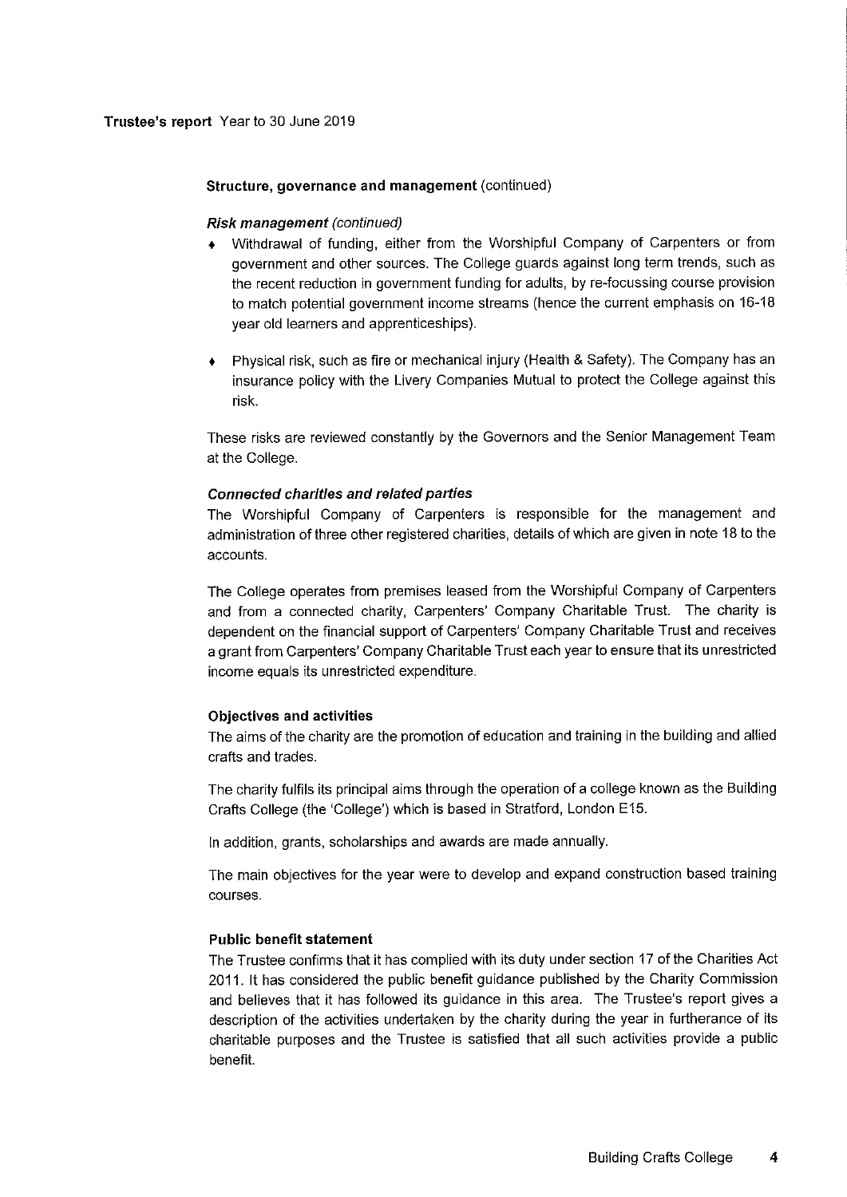**Trustee's report** Year to 30 June 2019

## Structure, governance and management (continued)

### *Risk management (continued)*

- Withdrawal of funding, either from the Worshipful Company of Carpenters or from government and other sources. The College guards against long term trends, such as the recent reduction in government funding for adults, by re-focussing course provision to match potential government income streams (hence the current emphasis on 16-18 year old learners and apprenticeships).
- Physical risk, such as fire or mechanical injury (Health & Safety). The Company has an insurance policy with the Livery Companies Mutual to protect the College against this risk.

These risks are reviewed constantly by the Governors and the Senior Management Team at the College.

### *Connected charities and related parties*

The Worshipful Company of Carpenters is responsible for the management and administration of three other registered charities, details of which are given in note 18 to the accounts.

The College operates from premises leased from the Worshipful Company of Carpenters and from a connected charity, Carpenters' Company Charitable Trust. The charity is dependent on the financial support of Carpenters' Company Charitable Trust and receives a grant from Carpenters' Company Charitable Trust each year to ensure that its unrestricted income equals its unrestricted expenditure.

## Objectives and activities

The aims of the charity are the promotion of education and training in the building and allied crafts and trades.

The charity fulfils its principal aims through the operation of a college known as the Building Crafts College (the 'College') which is based in Stratford, London E15.

In addition, grants, scholarships and awards are made annually.

The main objectives for the year were to develop and expand construction based training courses.

## Public benefit statement

The Trustee confirms that it has complied with its duty under section 17 of the Charities Act 2011. It has considered the public benefit guidance published by the Charity Commission and believes that it has followed its guidance in this area. The Trustee's report gives a description of the activities undertaken by the charity during the year in furtherance of its charitable purposes and the Trustee is satisfied that all such activities provide a public benefit.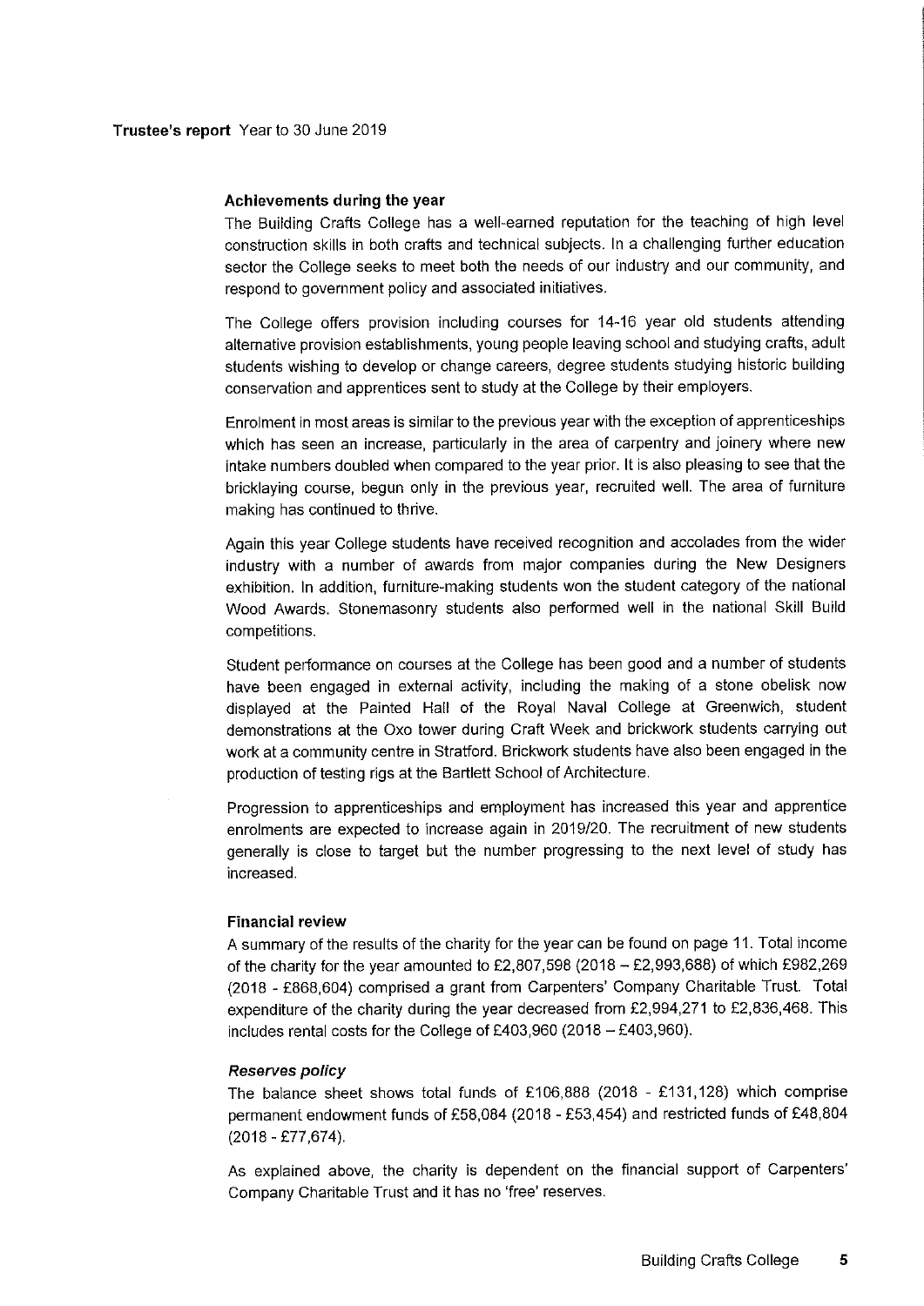**Trustee's report** Year to 30 June 2019

### Achievements during the year

The Building Crafts College has a well-earned reputation for the teaching of high level construction skills in both crafts and technical subjects. In a challenging further education sector the College seeks to meet both the needs of our industry and our community, and respond to government policy and associated initiatives.

The College offers provision including courses for 14-16 year old students attending alternative provision establishments, young people leaving school and studying crafts, adult students wishing to develop or change careers, degree students studying historic building conservation and apprentices sent to study at the College by their employers.

Enrolment in most areas is similar to the previous year with the exception of apprenticeships which has seen an increase, particularly in the area of carpentry and joinery where new intake numbers doubled when compared to the year prior. It is also pleasing to see that the bricklaying course, begun only in the previous year, recruited well. The area of furniture making has continued to thrive.

Again this year College students have received recognition and accolades from the wider industry with a number of awards from major companies during the New Designers exhibition. In addition, furniture-making students won the student category of the national Wood Awards. Stonemasonry students also performed well in the national Skill Build competitions.

Student performance on courses at the College has been good and a number of students have been engaged in external activity, including the making of a stone obelisk now displayed at the Painted Hall of the Royal Naval College at Greenwich, student demonstrations at the Oxo tower during Craft Week and brickwork students carrying out work at a community centre in Stratford. Brickwork students have also been engaged in the production of testing rigs at the Bartlett School of Architecture.

Progression to apprenticeships and employment has increased this year and apprentice enrolments are expected to increase again in 2019/20. The recruitment of new students generally is close to target but the number progressing to the next level of study has increased.

### Financial review

A summary of the results of the charity for the year can be found on page 11. Total income of the charity for the year amounted to £2,807,598 (2018 – £2,993,688) of which £982,269 (2018 - £868,604) comprised a grant from Carpenters' Company Charitable Trust. Total expenditure of the charity during the year decreased from £2,994,271 to £2,836,468. This includes rental costs for the College of £403,960 (2018 – £403,960).

#### *Reserves policy*

The balance sheet shows total funds of £106,888 (2018 - £131,128) which comprise permanent endowment funds of £58,084 (2018 - £53,454) and restricted funds of £48,804 (2018 - £77,674).

As explained above, the charity is dependent on the financial support of Carpenters' Company Charitable Trust and it has no 'free' reserves.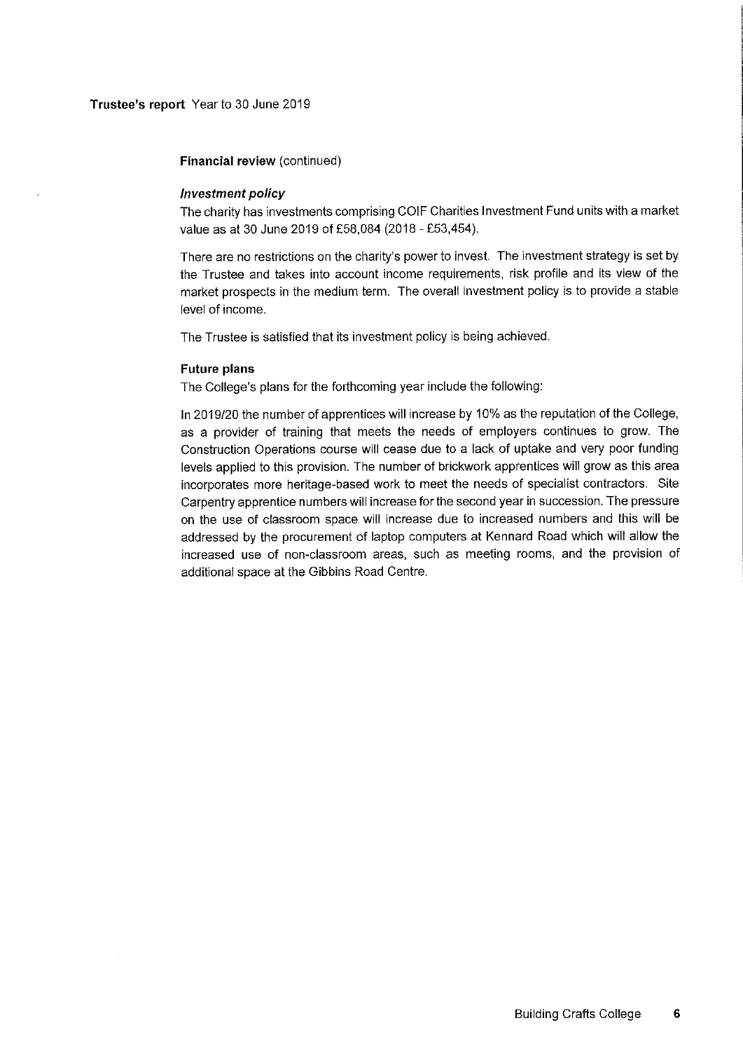**Trustee's report** Year to 30 June 2019

**Financial review** (continued)

***Investment policy***

The charity has investments comprising COIF Charities Investment Fund units with a market value as at 30 June 2019 of £58,084 (2018 - £53,454).

There are no restrictions on the charity's power to invest. The investment strategy is set by the Trustee and takes into account income requirements, risk profile and its view of the market prospects in the medium term. The overall investment policy is to provide a stable level of income.

The Trustee is satisfied that its investment policy is being achieved.

**Future plans**

The College's plans for the forthcoming year include the following:

In 2019/20 the number of apprentices will increase by 10% as the reputation of the College, as a provider of training that meets the needs of employers continues to grow. The Construction Operations course will cease due to a lack of uptake and very poor funding levels applied to this provision. The number of brickwork apprentices will grow as this area incorporates more heritage-based work to meet the needs of specialist contractors. Site Carpentry apprentice numbers will increase for the second year in succession. The pressure on the use of classroom space will increase due to increased numbers and this will be addressed by the procurement of laptop computers at Kennard Road which will allow the increased use of non-classroom areas, such as meeting rooms, and the provision of additional space at the Gibbins Road Centre.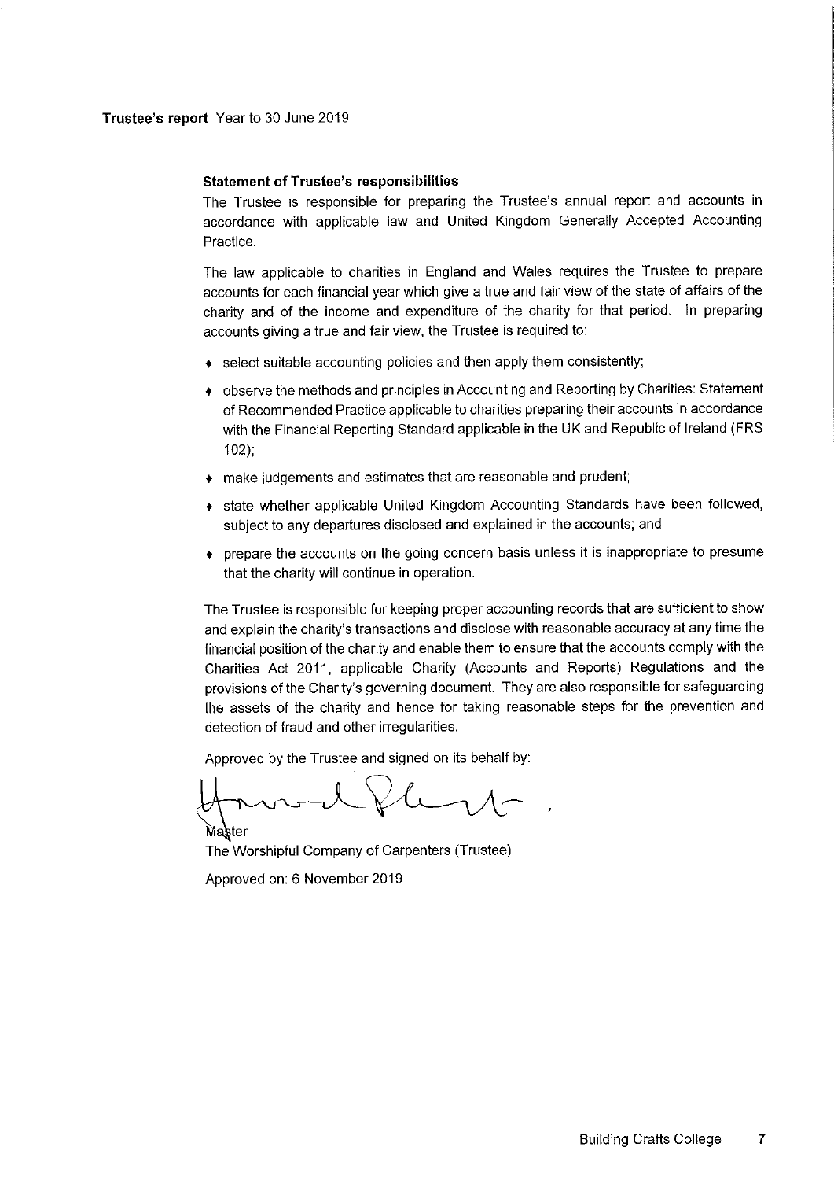**Trustee's report** Year to 30 June 2019

**Statement of Trustee's responsibilities**

The Trustee is responsible for preparing the Trustee's annual report and accounts in accordance with applicable law and United Kingdom Generally Accepted Accounting Practice.

The law applicable to charities in England and Wales requires the Trustee to prepare accounts for each financial year which give a true and fair view of the state of affairs of the charity and of the income and expenditure of the charity for that period. In preparing accounts giving a true and fair view, the Trustee is required to:

- select suitable accounting policies and then apply them consistently;
- observe the methods and principles in Accounting and Reporting by Charities: Statement of Recommended Practice applicable to charities preparing their accounts in accordance with the Financial Reporting Standard applicable in the UK and Republic of Ireland (FRS 102);
- make judgements and estimates that are reasonable and prudent;
- state whether applicable United Kingdom Accounting Standards have been followed, subject to any departures disclosed and explained in the accounts; and
- prepare the accounts on the going concern basis unless it is inappropriate to presume that the charity will continue in operation.

The Trustee is responsible for keeping proper accounting records that are sufficient to show and explain the charity's transactions and disclose with reasonable accuracy at any time the financial position of the charity and enable them to ensure that the accounts comply with the Charities Act 2011, applicable Charity (Accounts and Reports) Regulations and the provisions of the Charity's governing document. They are also responsible for safeguarding the assets of the charity and hence for taking reasonable steps for the prevention and detection of fraud and other irregularities.

Approved by the Trustee and signed on its behalf by:

Master
The Worshipful Company of Carpenters (Trustee)

Approved on: 6 November 2019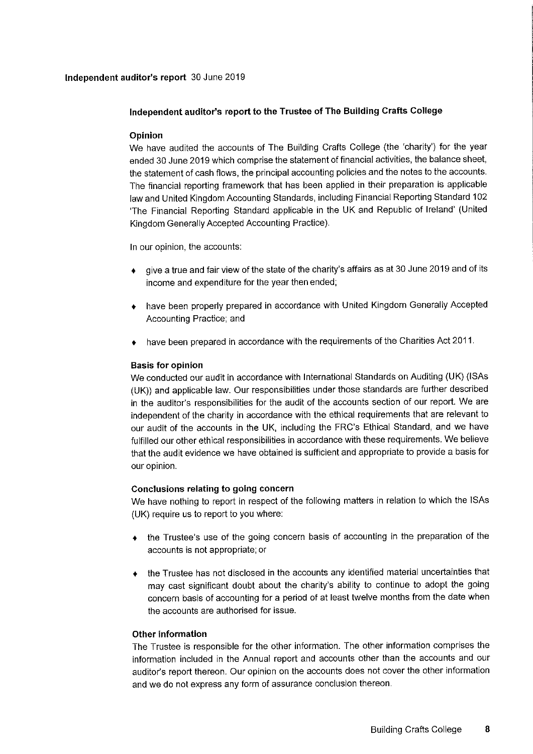**Independent auditor's report** 30 June 2019

## Independent auditor's report to the Trustee of The Building Crafts College

### Opinion

We have audited the accounts of The Building Crafts College (the 'charity') for the year ended 30 June 2019 which comprise the statement of financial activities, the balance sheet, the statement of cash flows, the principal accounting policies and the notes to the accounts. The financial reporting framework that has been applied in their preparation is applicable law and United Kingdom Accounting Standards, including Financial Reporting Standard 102 'The Financial Reporting Standard applicable in the UK and Republic of Ireland' (United Kingdom Generally Accepted Accounting Practice).

In our opinion, the accounts:

- give a true and fair view of the state of the charity's affairs as at 30 June 2019 and of its income and expenditure for the year then ended;
- have been properly prepared in accordance with United Kingdom Generally Accepted Accounting Practice; and
- have been prepared in accordance with the requirements of the Charities Act 2011.

### Basis for opinion

We conducted our audit in accordance with International Standards on Auditing (UK) (ISAs (UK)) and applicable law. Our responsibilities under those standards are further described in the auditor's responsibilities for the audit of the accounts section of our report. We are independent of the charity in accordance with the ethical requirements that are relevant to our audit of the accounts in the UK, including the FRC's Ethical Standard, and we have fulfilled our other ethical responsibilities in accordance with these requirements. We believe that the audit evidence we have obtained is sufficient and appropriate to provide a basis for our opinion.

### Conclusions relating to going concern

We have nothing to report in respect of the following matters in relation to which the ISAs (UK) require us to report to you where:

- the Trustee's use of the going concern basis of accounting in the preparation of the accounts is not appropriate; or
- the Trustee has not disclosed in the accounts any identified material uncertainties that may cast significant doubt about the charity's ability to continue to adopt the going concern basis of accounting for a period of at least twelve months from the date when the accounts are authorised for issue.

### Other information

The Trustee is responsible for the other information. The other information comprises the information included in the Annual report and accounts other than the accounts and our auditor's report thereon. Our opinion on the accounts does not cover the other information and we do not express any form of assurance conclusion thereon.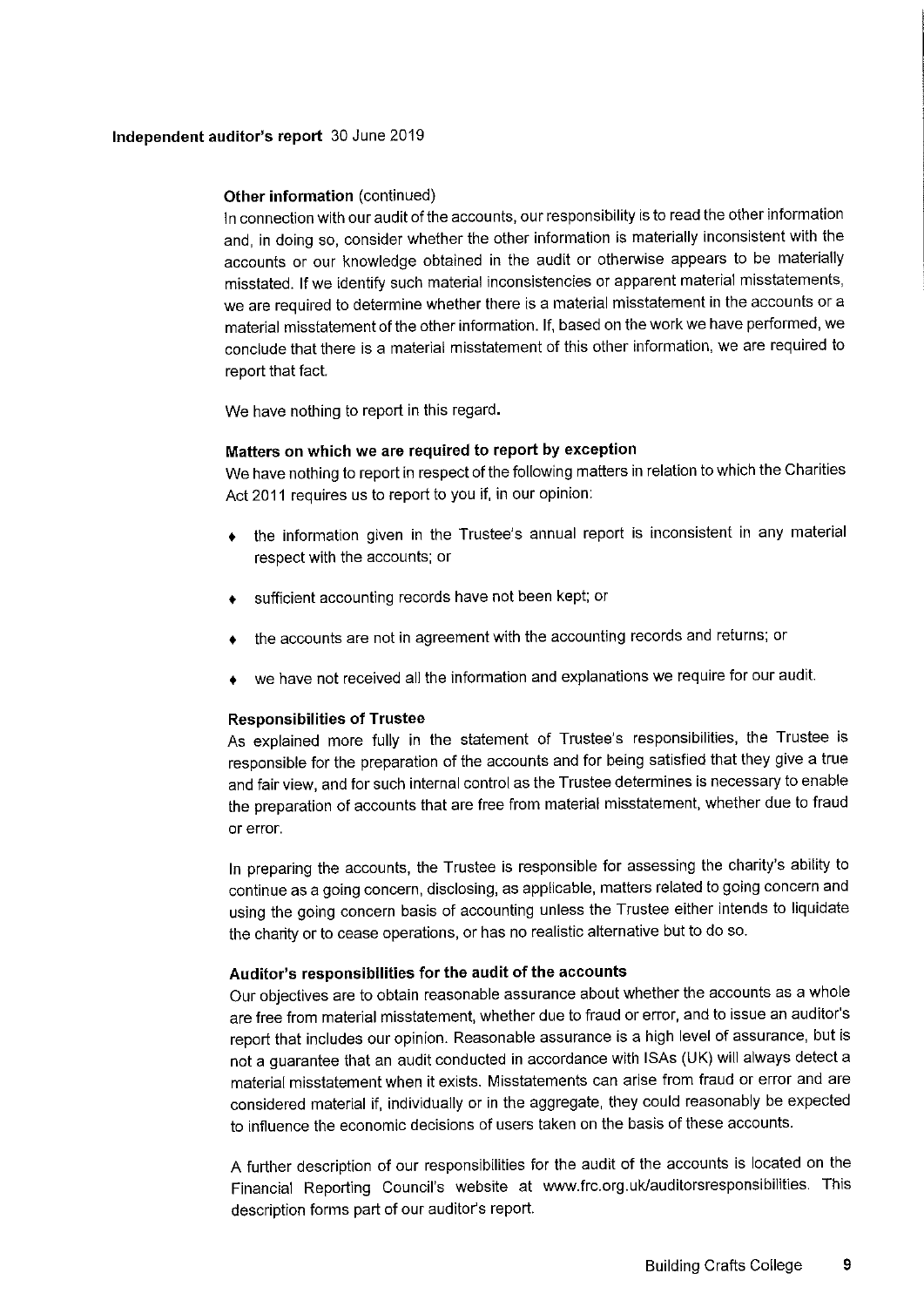## Independent auditor's report 30 June 2019

### Other information (continued)

In connection with our audit of the accounts, our responsibility is to read the other information and, in doing so, consider whether the other information is materially inconsistent with the accounts or our knowledge obtained in the audit or otherwise appears to be materially misstated. If we identify such material inconsistencies or apparent material misstatements, we are required to determine whether there is a material misstatement in the accounts or a material misstatement of the other information. If, based on the work we have performed, we conclude that there is a material misstatement of this other information, we are required to report that fact.

We have nothing to report in this regard.

### Matters on which we are required to report by exception

We have nothing to report in respect of the following matters in relation to which the Charities Act 2011 requires us to report to you if, in our opinion:

- the information given in the Trustee's annual report is inconsistent in any material respect with the accounts; or
- sufficient accounting records have not been kept; or
- the accounts are not in agreement with the accounting records and returns; or
- we have not received all the information and explanations we require for our audit.

### Responsibilities of Trustee

As explained more fully in the statement of Trustee's responsibilities, the Trustee is responsible for the preparation of the accounts and for being satisfied that they give a true and fair view, and for such internal control as the Trustee determines is necessary to enable the preparation of accounts that are free from material misstatement, whether due to fraud or error.

In preparing the accounts, the Trustee is responsible for assessing the charity's ability to continue as a going concern, disclosing, as applicable, matters related to going concern and using the going concern basis of accounting unless the Trustee either intends to liquidate the charity or to cease operations, or has no realistic alternative but to do so.

### Auditor's responsibilities for the audit of the accounts

Our objectives are to obtain reasonable assurance about whether the accounts as a whole are free from material misstatement, whether due to fraud or error, and to issue an auditor's report that includes our opinion. Reasonable assurance is a high level of assurance, but is not a guarantee that an audit conducted in accordance with ISAs (UK) will always detect a material misstatement when it exists. Misstatements can arise from fraud or error and are considered material if, individually or in the aggregate, they could reasonably be expected to influence the economic decisions of users taken on the basis of these accounts.

A further description of our responsibilities for the audit of the accounts is located on the Financial Reporting Council's website at www.frc.org.uk/auditorsresponsibilities. This description forms part of our auditor's report.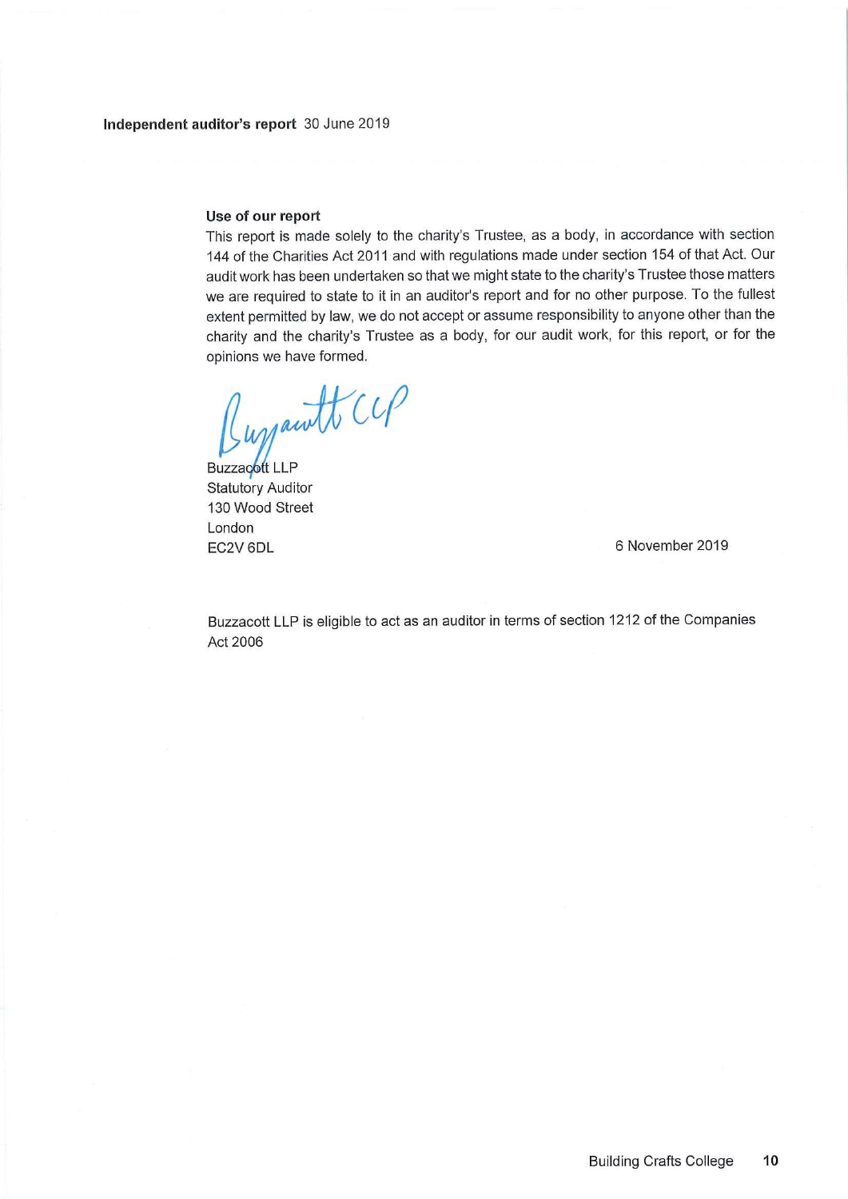**Independent auditor's report** 30 June 2019

**Use of our report**

This report is made solely to the charity's Trustee, as a body, in accordance with section 144 of the Charities Act 2011 and with regulations made under section 154 of that Act. Our audit work has been undertaken so that we might state to the charity's Trustee those matters we are required to state to it in an auditor's report and for no other purpose. To the fullest extent permitted by law, we do not accept or assume responsibility to anyone other than the charity and the charity's Trustee as a body, for our audit work, for this report, or for the opinions we have formed.

Buzzacott LLP
Statutory Auditor
130 Wood Street
London
EC2V 6DL

6 November 2019

Buzzacott LLP is eligible to act as an auditor in terms of section 1212 of the Companies Act 2006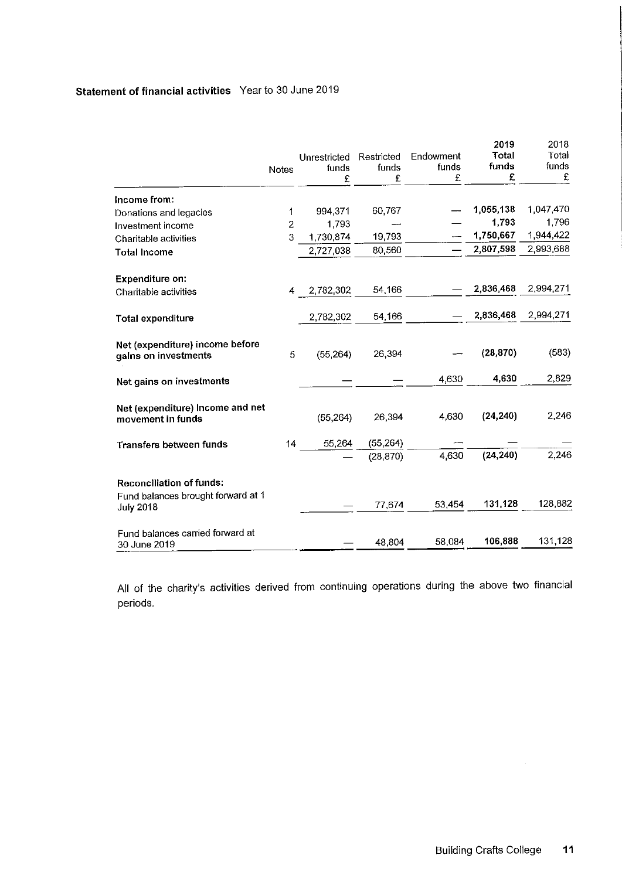**Statement of financial activities** Year to 30 June 2019

| | Notes | Unrestricted funds £ | Restricted funds £ | Endowment funds £ | 2019 Total funds £ | 2018 Total funds £ |
|---|---|---|---|---|---|---|
| **Income from:** | | | | | | |
| Donations and legacies | 1 | 994,371 | 60,767 | — | **1,055,138** | 1,047,470 |
| Investment income | 2 | 1,793 | — | — | **1,793** | 1,796 |
| Charitable activities | 3 | 1,730,874 | 19,793 | — | **1,750,667** | 1,944,422 |
| **Total Income** | | 2,727,038 | 80,560 | — | **2,807,598** | 2,993,688 |
| **Expenditure on:** | | | | | | |
| Charitable activities | 4 | 2,782,302 | 54,166 | — | **2,836,468** | 2,994,271 |
| **Total expenditure** | | 2,782,302 | 54,166 | — | **2,836,468** | 2,994,271 |
| **Net (expenditure) income before gains on investments** | 5 | (55,264) | 26,394 | — | **(28,870)** | (583) |
| **Net gains on investments** | | — | — | 4,630 | **4,630** | 2,829 |
| **Net (expenditure) income and net movement in funds** | | (55,264) | 26,394 | 4,630 | **(24,240)** | 2,246 |
| **Transfers between funds** | 14 | 55,264 | (55,264) | — | — | — |
| | | — | (28,870) | 4,630 | **(24,240)** | 2,246 |
| **Reconciliation of funds:** | | | | | | |
| Fund balances brought forward at 1 July 2018 | | — | 77,674 | 53,454 | **131,128** | 128,882 |
| Fund balances carried forward at 30 June 2019 | | — | 48,804 | 58,084 | **106,888** | 131,128 |

All of the charity's activities derived from continuing operations during the above two financial periods.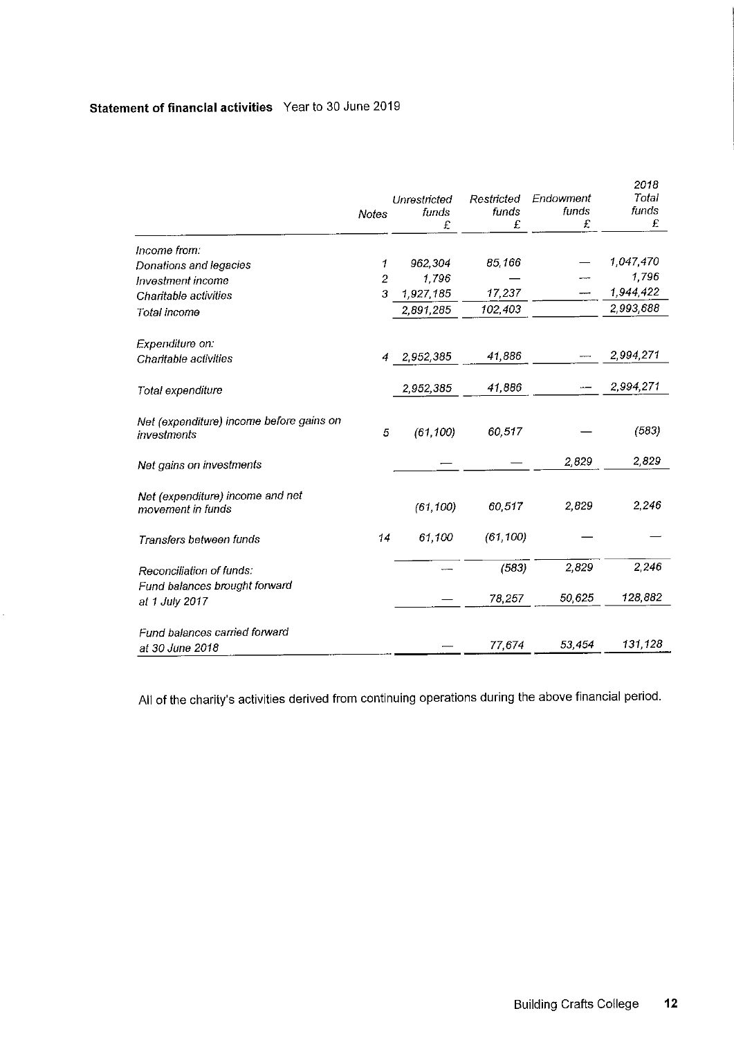**Statement of financial activities** Year to 30 June 2019

| | Notes | Unrestricted funds £ | Restricted funds £ | Endowment funds £ | 2018 Total funds £ |
|---|---|---|---|---|---|
| *Income from:* | | | | | |
| *Donations and legacies* | 1 | 962,304 | 85,166 | — | 1,047,470 |
| *Investment income* | 2 | 1,796 | — | — | 1,796 |
| *Charitable activities* | 3 | 1,927,185 | 17,237 | — | 1,944,422 |
| *Total income* | | 2,891,285 | 102,403 | | 2,993,688 |
| *Expenditure on:* | | | | | |
| *Charitable activities* | 4 | 2,952,385 | 41,886 | — | 2,994,271 |
| *Total expenditure* | | 2,952,385 | 41,886 | — | 2,994,271 |
| *Net (expenditure) income before gains on investments* | 5 | (61,100) | 60,517 | — | (583) |
| *Net gains on investments* | | — | — | 2,829 | 2,829 |
| *Net (expenditure) income and net movement in funds* | | (61,100) | 60,517 | 2,829 | 2,246 |
| *Transfers between funds* | 14 | 61,100 | (61,100) | — | — |
| *Reconciliation of funds:* | | — | (583) | 2,829 | 2,246 |
| *Fund balances brought forward at 1 July 2017* | | — | 78,257 | 50,625 | 128,882 |
| *Fund balances carried forward at 30 June 2018* | | — | 77,674 | 53,454 | 131,128 |

All of the charity's activities derived from continuing operations during the above financial period.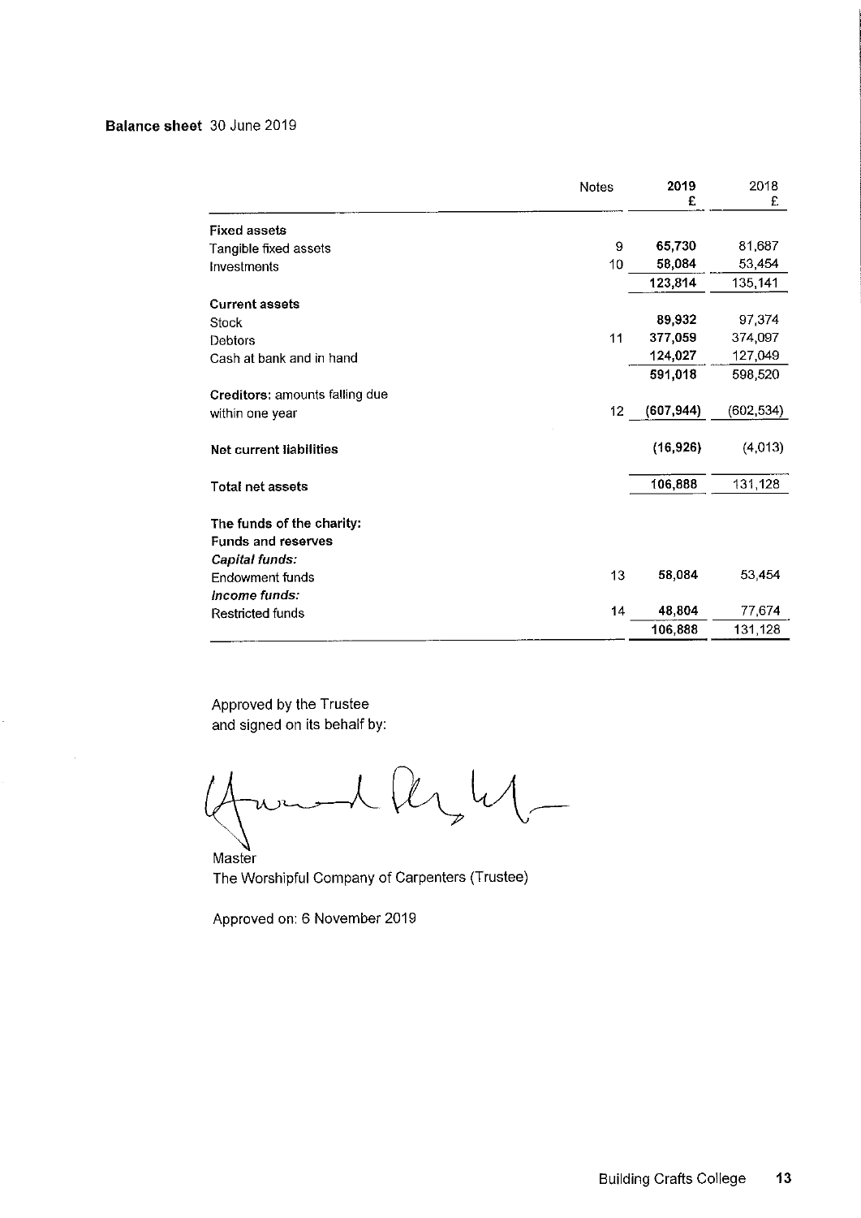**Balance sheet** 30 June 2019

| | Notes | 2019 £ | 2018 £ |
|---|---|---|---|
| **Fixed assets** | | | |
| Tangible fixed assets | 9 | **65,730** | 81,687 |
| Investments | 10 | **58,084** | 53,454 |
| | | **123,814** | 135,141 |
| **Current assets** | | | |
| Stock | | **89,932** | 97,374 |
| Debtors | 11 | **377,059** | 374,097 |
| Cash at bank and in hand | | **124,027** | 127,049 |
| | | **591,018** | 598,520 |
| **Creditors:** amounts falling due within one year | 12 | **(607,944)** | (602,534) |
| **Net current liabilities** | | **(16,926)** | (4,013) |
| **Total net assets** | | **106,888** | 131,128 |
| **The funds of the charity:** | | | |
| **Funds and reserves** | | | |
| ***Capital funds:*** | | | |
| Endowment funds | 13 | **58,084** | 53,454 |
| ***Income funds:*** | | | |
| Restricted funds | 14 | **48,804** | 77,674 |
| | | **106,888** | 131,128 |

Approved by the Trustee
and signed on its behalf by:

Master
The Worshipful Company of Carpenters (Trustee)

Approved on: 6 November 2019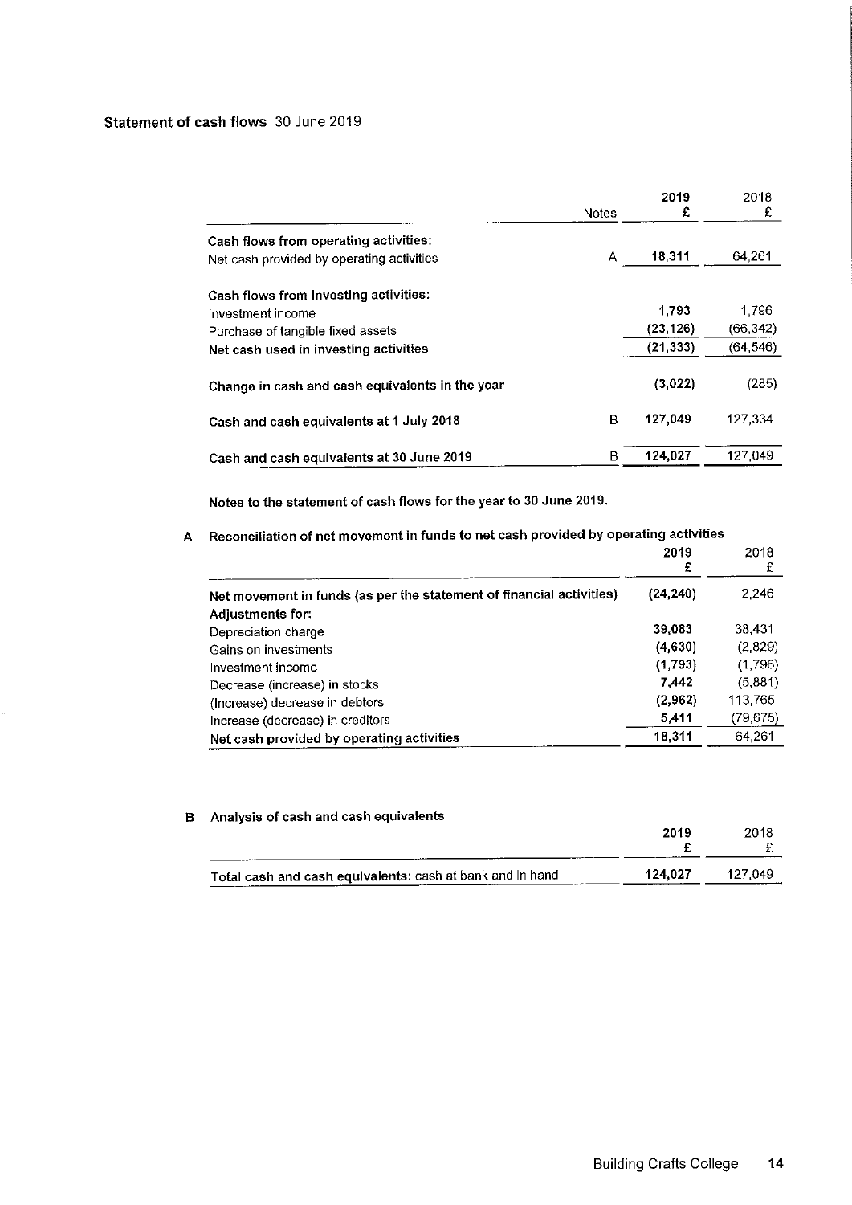## Statement of cash flows 30 June 2019

| | Notes | 2019 £ | 2018 £ |
|---|---|---|---|
| **Cash flows from operating activities:** | | | |
| Net cash provided by operating activities | A | **18,311** | 64,261 |
| | | | |
| **Cash flows from investing activities:** | | | |
| Investment income | | **1,793** | 1,796 |
| Purchase of tangible fixed assets | | **(23,126)** | (66,342) |
| **Net cash used in investing activities** | | **(21,333)** | (64,546) |
| | | | |
| **Change in cash and cash equivalents in the year** | | **(3,022)** | (285) |
| | | | |
| **Cash and cash equivalents at 1 July 2018** | B | **127,049** | 127,334 |
| | | | |
| **Cash and cash equivalents at 30 June 2019** | B | **124,027** | 127,049 |

**Notes to the statement of cash flows for the year to 30 June 2019.**

### A Reconciliation of net movement in funds to net cash provided by operating activities

| | 2019 £ | 2018 £ |
|---|---|---|
| **Net movement in funds (as per the statement of financial activities)** | **(24,240)** | 2,246 |
| **Adjustments for:** | | |
| Depreciation charge | **39,083** | 38,431 |
| Gains on investments | **(4,630)** | (2,829) |
| Investment income | **(1,793)** | (1,796) |
| Decrease (increase) in stocks | **7,442** | (5,881) |
| (Increase) decrease in debtors | **(2,962)** | 113,765 |
| Increase (decrease) in creditors | **5,411** | (79,675) |
| **Net cash provided by operating activities** | **18,311** | 64,261 |

### B Analysis of cash and cash equivalents

| | 2019 £ | 2018 £ |
|---|---|---|
| **Total cash and cash equivalents:** cash at bank and in hand | **124,027** | 127,049 |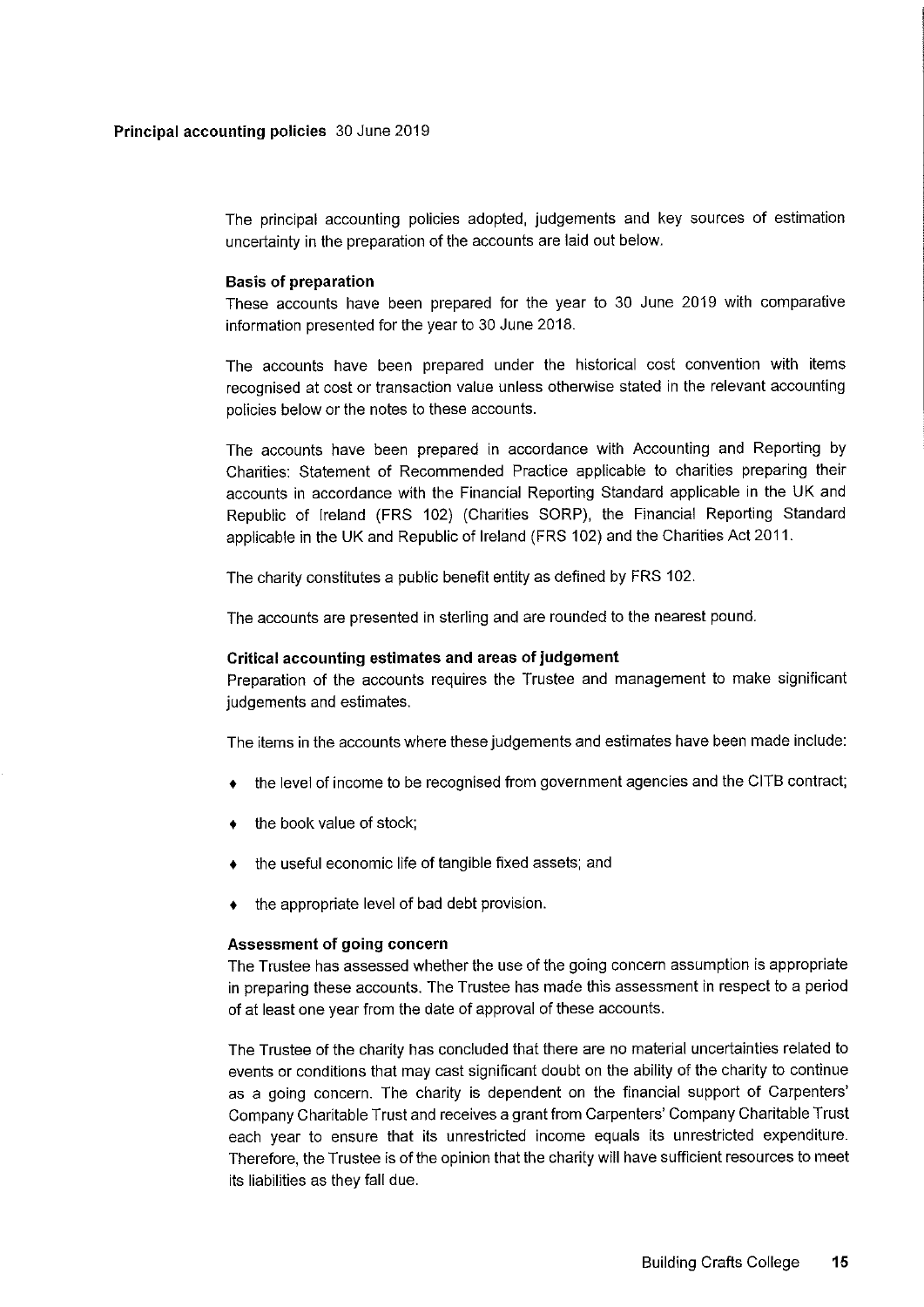## Principal accounting policies 30 June 2019

The principal accounting policies adopted, judgements and key sources of estimation uncertainty in the preparation of the accounts are laid out below.

### Basis of preparation

These accounts have been prepared for the year to 30 June 2019 with comparative information presented for the year to 30 June 2018.

The accounts have been prepared under the historical cost convention with items recognised at cost or transaction value unless otherwise stated in the relevant accounting policies below or the notes to these accounts.

The accounts have been prepared in accordance with Accounting and Reporting by Charities: Statement of Recommended Practice applicable to charities preparing their accounts in accordance with the Financial Reporting Standard applicable in the UK and Republic of Ireland (FRS 102) (Charities SORP), the Financial Reporting Standard applicable in the UK and Republic of Ireland (FRS 102) and the Charities Act 2011.

The charity constitutes a public benefit entity as defined by FRS 102.

The accounts are presented in sterling and are rounded to the nearest pound.

### Critical accounting estimates and areas of judgement

Preparation of the accounts requires the Trustee and management to make significant judgements and estimates.

The items in the accounts where these judgements and estimates have been made include:

- the level of income to be recognised from government agencies and the CITB contract;
- the book value of stock;
- the useful economic life of tangible fixed assets; and
- the appropriate level of bad debt provision.

### Assessment of going concern

The Trustee has assessed whether the use of the going concern assumption is appropriate in preparing these accounts. The Trustee has made this assessment in respect to a period of at least one year from the date of approval of these accounts.

The Trustee of the charity has concluded that there are no material uncertainties related to events or conditions that may cast significant doubt on the ability of the charity to continue as a going concern. The charity is dependent on the financial support of Carpenters' Company Charitable Trust and receives a grant from Carpenters' Company Charitable Trust each year to ensure that its unrestricted income equals its unrestricted expenditure. Therefore, the Trustee is of the opinion that the charity will have sufficient resources to meet its liabilities as they fall due.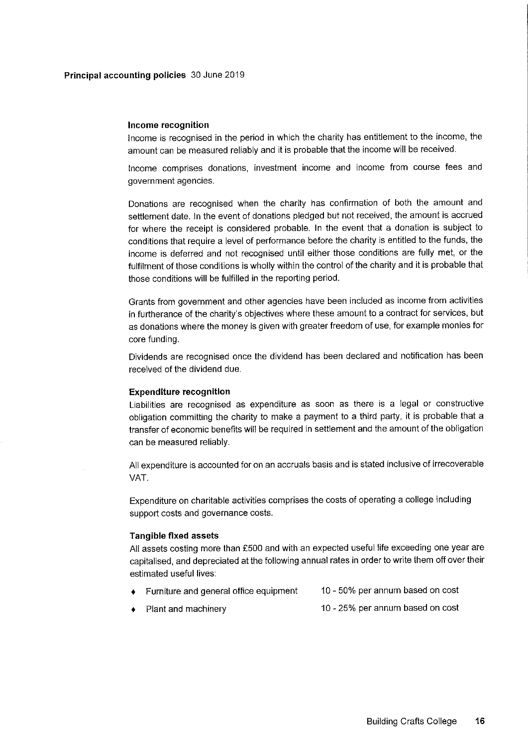**Principal accounting policies** 30 June 2019

### Income recognition

Income is recognised in the period in which the charity has entitlement to the income, the amount can be measured reliably and it is probable that the income will be received.

Income comprises donations, investment income and income from course fees and government agencies.

Donations are recognised when the charity has confirmation of both the amount and settlement date. In the event of donations pledged but not received, the amount is accrued for where the receipt is considered probable. In the event that a donation is subject to conditions that require a level of performance before the charity is entitled to the funds, the income is deferred and not recognised until either those conditions are fully met, or the fulfilment of those conditions is wholly within the control of the charity and it is probable that those conditions will be fulfilled in the reporting period.

Grants from government and other agencies have been included as income from activities in furtherance of the charity's objectives where these amount to a contract for services, but as donations where the money is given with greater freedom of use, for example monies for core funding.

Dividends are recognised once the dividend has been declared and notification has been received of the dividend due.

### Expenditure recognition

Liabilities are recognised as expenditure as soon as there is a legal or constructive obligation committing the charity to make a payment to a third party, it is probable that a transfer of economic benefits will be required in settlement and the amount of the obligation can be measured reliably.

All expenditure is accounted for on an accruals basis and is stated inclusive of irrecoverable VAT.

Expenditure on charitable activities comprises the costs of operating a college including support costs and governance costs.

### Tangible fixed assets

All assets costing more than £500 and with an expected useful life exceeding one year are capitalised, and depreciated at the following annual rates in order to write them off over their estimated useful lives:

- Furniture and general office equipment — 10 - 50% per annum based on cost
- Plant and machinery — 10 - 25% per annum based on cost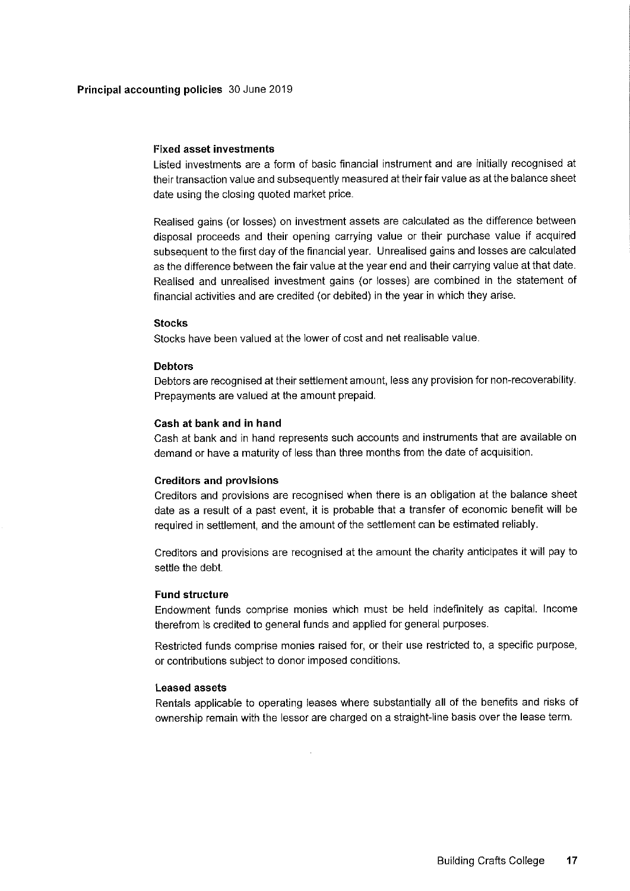## Principal accounting policies 30 June 2019

### Fixed asset investments

Listed investments are a form of basic financial instrument and are initially recognised at their transaction value and subsequently measured at their fair value as at the balance sheet date using the closing quoted market price.

Realised gains (or losses) on investment assets are calculated as the difference between disposal proceeds and their opening carrying value or their purchase value if acquired subsequent to the first day of the financial year. Unrealised gains and losses are calculated as the difference between the fair value at the year end and their carrying value at that date. Realised and unrealised investment gains (or losses) are combined in the statement of financial activities and are credited (or debited) in the year in which they arise.

### Stocks

Stocks have been valued at the lower of cost and net realisable value.

### Debtors

Debtors are recognised at their settlement amount, less any provision for non-recoverability. Prepayments are valued at the amount prepaid.

### Cash at bank and in hand

Cash at bank and in hand represents such accounts and instruments that are available on demand or have a maturity of less than three months from the date of acquisition.

### Creditors and provisions

Creditors and provisions are recognised when there is an obligation at the balance sheet date as a result of a past event, it is probable that a transfer of economic benefit will be required in settlement, and the amount of the settlement can be estimated reliably.

Creditors and provisions are recognised at the amount the charity anticipates it will pay to settle the debt.

### Fund structure

Endowment funds comprise monies which must be held indefinitely as capital. Income therefrom is credited to general funds and applied for general purposes.

Restricted funds comprise monies raised for, or their use restricted to, a specific purpose, or contributions subject to donor imposed conditions.

### Leased assets

Rentals applicable to operating leases where substantially all of the benefits and risks of ownership remain with the lessor are charged on a straight-line basis over the lease term.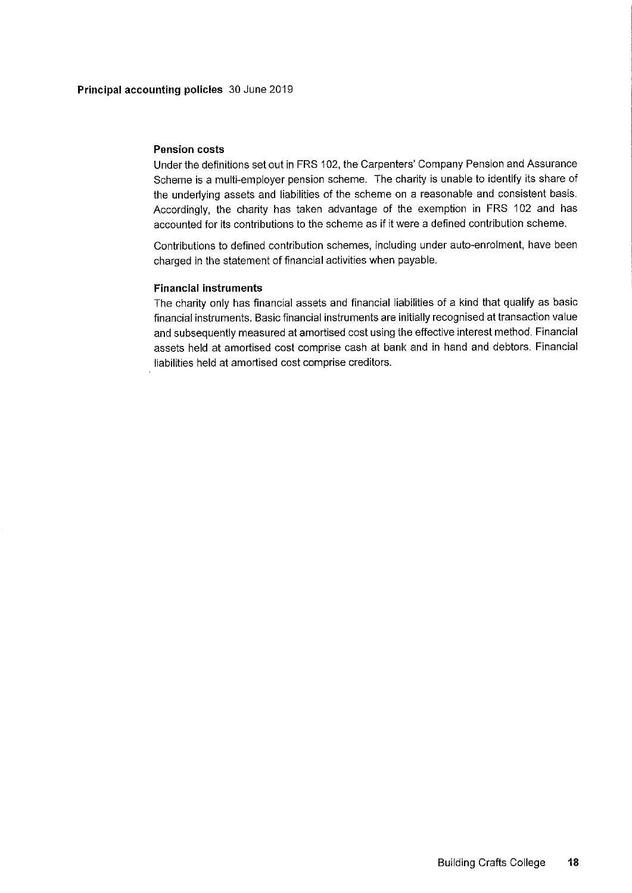## Principal accounting policies 30 June 2019

### Pension costs

Under the definitions set out in FRS 102, the Carpenters' Company Pension and Assurance Scheme is a multi-employer pension scheme. The charity is unable to identify its share of the underlying assets and liabilities of the scheme on a reasonable and consistent basis. Accordingly, the charity has taken advantage of the exemption in FRS 102 and has accounted for its contributions to the scheme as if it were a defined contribution scheme.

Contributions to defined contribution schemes, including under auto-enrolment, have been charged in the statement of financial activities when payable.

### Financial instruments

The charity only has financial assets and financial liabilities of a kind that qualify as basic financial instruments. Basic financial instruments are initially recognised at transaction value and subsequently measured at amortised cost using the effective interest method. Financial assets held at amortised cost comprise cash at bank and in hand and debtors. Financial liabilities held at amortised cost comprise creditors.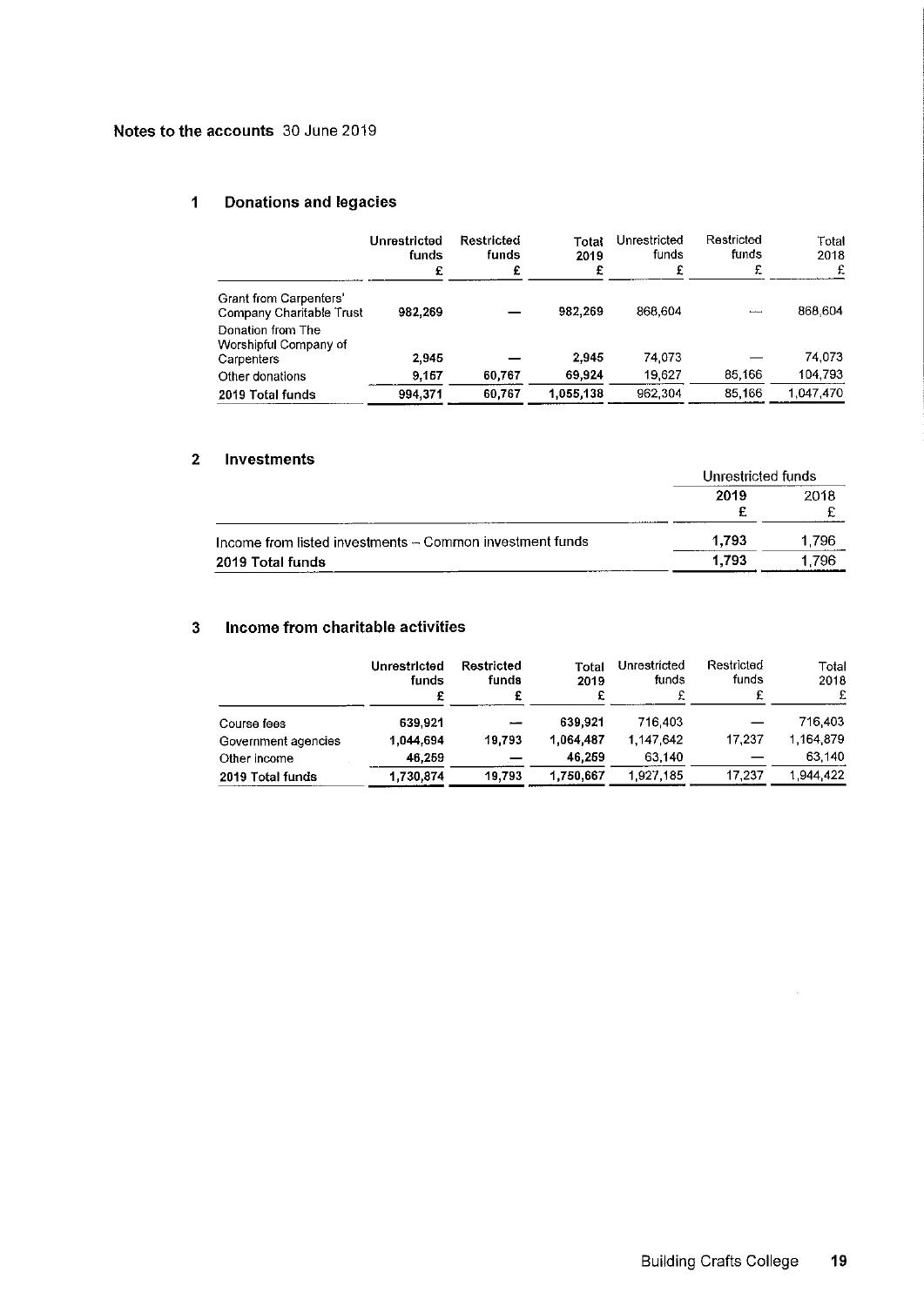## Notes to the accounts 30 June 2019

### 1 Donations and legacies

| | Unrestricted funds £ | Restricted funds £ | Total 2019 £ | Unrestricted funds £ | Restricted funds £ | Total 2018 £ |
|---|---|---|---|---|---|---|
| Grant from Carpenters' Company Charitable Trust | 982,269 | — | 982,269 | 868,604 | — | 868,604 |
| Donation from The Worshipful Company of Carpenters | 2,945 | — | 2,945 | 74,073 | — | 74,073 |
| Other donations | 9,157 | 60,767 | 69,924 | 19,627 | 85,166 | 104,793 |
| 2019 Total funds | 994,371 | 60,767 | 1,055,138 | 962,304 | 85,166 | 1,047,470 |

### 2 Investments

| | Unrestricted funds | |
|---|---|---|
| | 2019 £ | 2018 £ |
| Income from listed investments – Common investment funds | 1,793 | 1,796 |
| 2019 Total funds | 1,793 | 1,796 |

### 3 Income from charitable activities

| | Unrestricted funds £ | Restricted funds £ | Total 2019 £ | Unrestricted funds £ | Restricted funds £ | Total 2018 £ |
|---|---|---|---|---|---|---|
| Course fees | 639,921 | — | 639,921 | 716,403 | — | 716,403 |
| Government agencies | 1,044,694 | 19,793 | 1,064,487 | 1,147,642 | 17,237 | 1,164,879 |
| Other income | 46,259 | — | 46,259 | 63,140 | — | 63,140 |
| 2019 Total funds | 1,730,874 | 19,793 | 1,750,667 | 1,927,185 | 17,237 | 1,944,422 |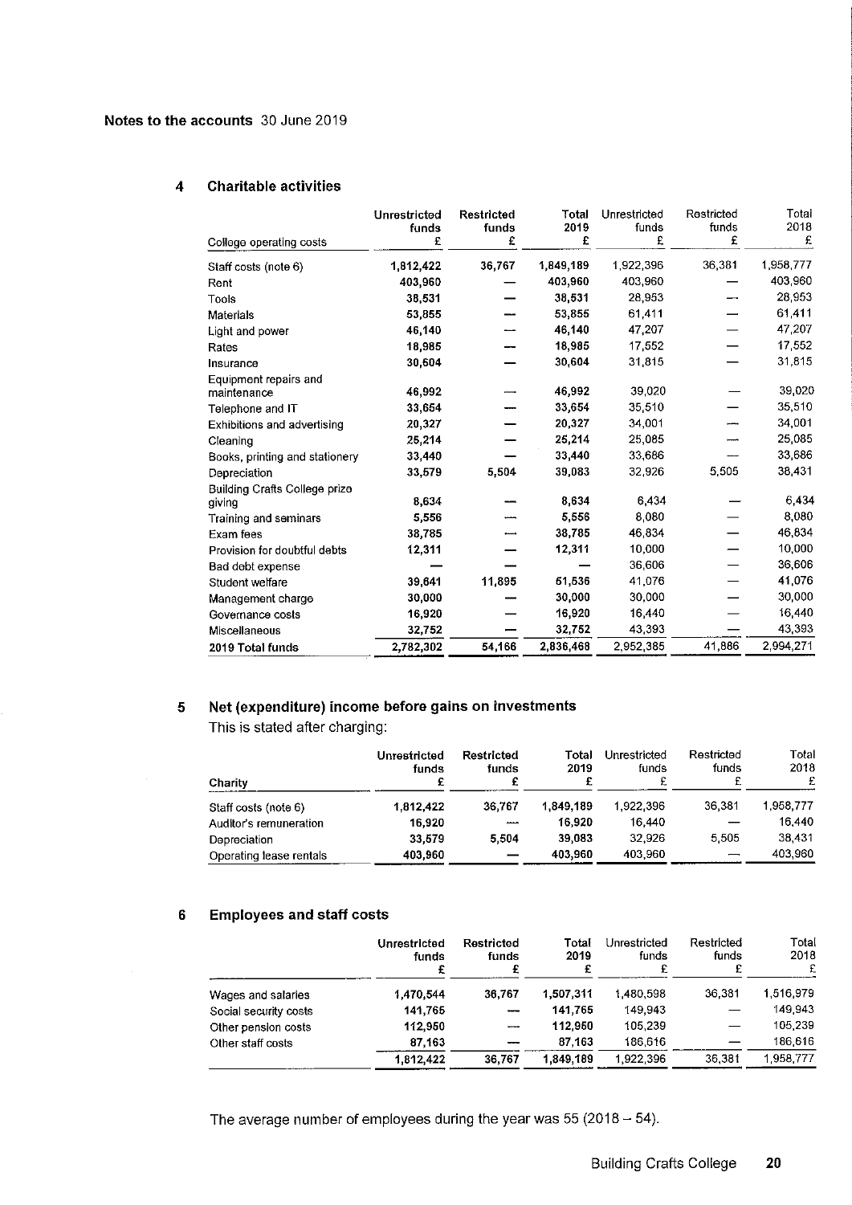**Notes to the accounts** 30 June 2019

## 4 Charitable activities

| College operating costs | Unrestricted funds £ | Restricted funds £ | Total 2019 £ | Unrestricted funds £ | Restricted funds £ | Total 2018 £ |
|---|---|---|---|---|---|---|
| Staff costs (note 6) | 1,812,422 | 36,767 | 1,849,189 | 1,922,396 | 36,381 | 1,958,777 |
| Rent | 403,960 | — | 403,960 | 403,960 | — | 403,960 |
| Tools | 38,531 | — | 38,531 | 28,953 | — | 28,953 |
| Materials | 53,855 | — | 53,855 | 61,411 | — | 61,411 |
| Light and power | 46,140 | — | 46,140 | 47,207 | — | 47,207 |
| Rates | 18,985 | — | 18,985 | 17,552 | — | 17,552 |
| Insurance | 30,604 | — | 30,604 | 31,815 | — | 31,815 |
| Equipment repairs and maintenance | 46,992 | — | 46,992 | 39,020 | — | 39,020 |
| Telephone and IT | 33,654 | — | 33,654 | 35,510 | — | 35,510 |
| Exhibitions and advertising | 20,327 | — | 20,327 | 34,001 | — | 34,001 |
| Cleaning | 25,214 | — | 25,214 | 25,085 | — | 25,085 |
| Books, printing and stationery | 33,440 | — | 33,440 | 33,686 | — | 33,686 |
| Depreciation | 33,579 | 5,504 | 39,083 | 32,926 | 5,505 | 38,431 |
| Building Crafts College prize giving | 8,634 | — | 8,634 | 6,434 | — | 6,434 |
| Training and seminars | 5,556 | — | 5,556 | 8,080 | — | 8,080 |
| Exam fees | 38,785 | — | 38,785 | 46,834 | — | 46,834 |
| Provision for doubtful debts | 12,311 | — | 12,311 | 10,000 | — | 10,000 |
| Bad debt expense | — | — | — | 36,606 | — | 36,606 |
| Student welfare | 39,641 | 11,895 | 51,536 | 41,076 | — | 41,076 |
| Management charge | 30,000 | — | 30,000 | 30,000 | — | 30,000 |
| Governance costs | 16,920 | — | 16,920 | 16,440 | — | 16,440 |
| Miscellaneous | 32,752 | — | 32,752 | 43,393 | — | 43,393 |
| 2019 Total funds | 2,782,302 | 54,166 | 2,836,468 | 2,952,385 | 41,886 | 2,994,271 |

## 5 Net (expenditure) income before gains on investments

This is stated after charging:

| Charity | Unrestricted funds £ | Restricted funds £ | Total 2019 £ | Unrestricted funds £ | Restricted funds £ | Total 2018 £ |
|---|---|---|---|---|---|---|
| Staff costs (note 6) | 1,812,422 | 36,767 | 1,849,189 | 1,922,396 | 36,381 | 1,958,777 |
| Auditor's remuneration | 16,920 | — | 16,920 | 16,440 | — | 16,440 |
| Depreciation | 33,579 | 5,504 | 39,083 | 32,926 | 5,505 | 38,431 |
| Operating lease rentals | 403,960 | — | 403,960 | 403,960 | — | 403,960 |

## 6 Employees and staff costs

| | Unrestricted funds £ | Restricted funds £ | Total 2019 £ | Unrestricted funds £ | Restricted funds £ | Total 2018 £ |
|---|---|---|---|---|---|---|
| Wages and salaries | 1,470,544 | 36,767 | 1,507,311 | 1,480,598 | 36,381 | 1,516,979 |
| Social security costs | 141,765 | — | 141,765 | 149,943 | — | 149,943 |
| Other pension costs | 112,950 | — | 112,950 | 105,239 | — | 105,239 |
| Other staff costs | 87,163 | — | 87,163 | 186,616 | — | 186,616 |
| | 1,812,422 | 36,767 | 1,849,189 | 1,922,396 | 36,381 | 1,958,777 |

The average number of employees during the year was 55 (2018 – 54).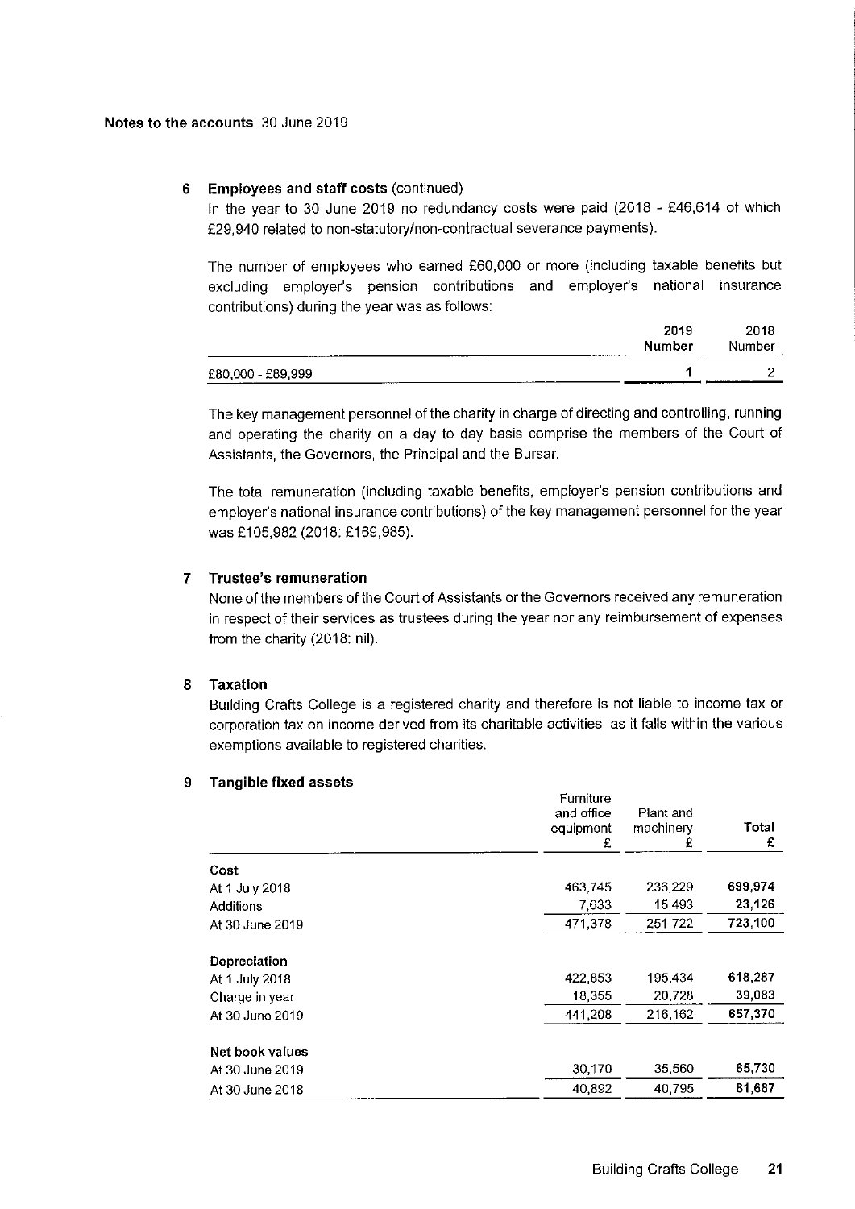**Notes to the accounts** 30 June 2019

### 6 Employees and staff costs (continued)

In the year to 30 June 2019 no redundancy costs were paid (2018 - £46,614 of which £29,940 related to non-statutory/non-contractual severance payments).

The number of employees who earned £60,000 or more (including taxable benefits but excluding employer's pension contributions and employer's national insurance contributions) during the year was as follows:

| | 2019 Number | 2018 Number |
|---|---|---|
| £80,000 - £89,999 | 1 | 2 |

The key management personnel of the charity in charge of directing and controlling, running and operating the charity on a day to day basis comprise the members of the Court of Assistants, the Governors, the Principal and the Bursar.

The total remuneration (including taxable benefits, employer's pension contributions and employer's national insurance contributions) of the key management personnel for the year was £105,982 (2018: £169,985).

### 7 Trustee's remuneration

None of the members of the Court of Assistants or the Governors received any remuneration in respect of their services as trustees during the year nor any reimbursement of expenses from the charity (2018: nil).

### 8 Taxation

Building Crafts College is a registered charity and therefore is not liable to income tax or corporation tax on income derived from its charitable activities, as it falls within the various exemptions available to registered charities.

### 9 Tangible fixed assets

| | Furniture and office equipment £ | Plant and machinery £ | Total £ |
|---|---|---|---|
| **Cost** | | | |
| At 1 July 2018 | 463,745 | 236,229 | 699,974 |
| Additions | 7,633 | 15,493 | 23,126 |
| At 30 June 2019 | 471,378 | 251,722 | 723,100 |
| **Depreciation** | | | |
| At 1 July 2018 | 422,853 | 195,434 | 618,287 |
| Charge in year | 18,355 | 20,728 | 39,083 |
| At 30 June 2019 | 441,208 | 216,162 | 657,370 |
| **Net book values** | | | |
| At 30 June 2019 | 30,170 | 35,560 | 65,730 |
| At 30 June 2018 | 40,892 | 40,795 | 81,687 |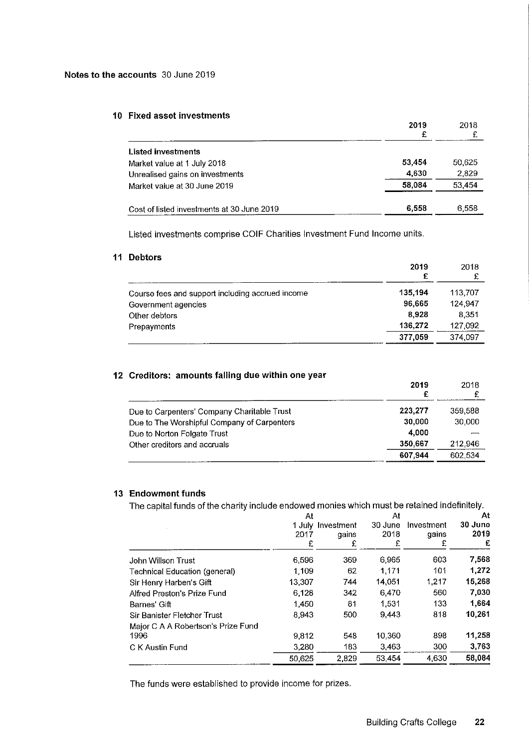**Notes to the accounts** 30 June 2019

## 10 Fixed asset investments

| | 2019 £ | 2018 £ |
|---|---|---|
| **Listed investments** | | |
| Market value at 1 July 2018 | 53,454 | 50,625 |
| Unrealised gains on investments | 4,630 | 2,829 |
| Market value at 30 June 2019 | 58,084 | 53,454 |
| | | |
| Cost of listed investments at 30 June 2019 | 6,558 | 6,558 |

Listed investments comprise COIF Charities Investment Fund Income units.

## 11 Debtors

| | 2019 £ | 2018 £ |
|---|---|---|
| Course fees and support including accrued income | 135,194 | 113,707 |
| Government agencies | 96,665 | 124,947 |
| Other debtors | 8,928 | 8,351 |
| Prepayments | 136,272 | 127,092 |
| | 377,059 | 374,097 |

## 12 Creditors: amounts falling due within one year

| | 2019 £ | 2018 £ |
|---|---|---|
| Due to Carpenters' Company Charitable Trust | 223,277 | 359,588 |
| Due to The Worshipful Company of Carpenters | 30,000 | 30,000 |
| Due to Norton Folgate Trust | 4,000 | — |
| Other creditors and accruals | 350,667 | 212,946 |
| | 607,944 | 602,534 |

## 13 Endowment funds

The capital funds of the charity include endowed monies which must be retained indefinitely.

| | At 1 July 2017 £ | Investment gains £ | At 30 June 2018 £ | Investment gains £ | At 30 June 2019 £ |
|---|---|---|---|---|---|
| John Willson Trust | 6,596 | 369 | 6,965 | 603 | 7,568 |
| Technical Education (general) | 1,109 | 62 | 1,171 | 101 | 1,272 |
| Sir Henry Harben's Gift | 13,307 | 744 | 14,051 | 1,217 | 15,268 |
| Alfred Preston's Prize Fund | 6,128 | 342 | 6,470 | 560 | 7,030 |
| Barnes' Gift | 1,450 | 81 | 1,531 | 133 | 1,664 |
| Sir Banister Fletcher Trust | 8,943 | 500 | 9,443 | 818 | 10,261 |
| Major C A A Robertson's Prize Fund 1996 | 9,812 | 548 | 10,360 | 898 | 11,258 |
| C K Austin Fund | 3,280 | 183 | 3,463 | 300 | 3,763 |
| | 50,625 | 2,829 | 53,454 | 4,630 | 58,084 |

The funds were established to provide income for prizes.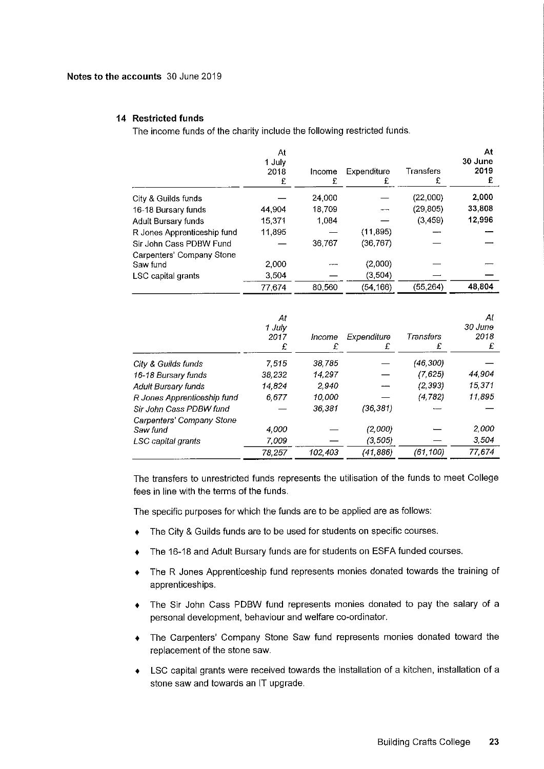Notes to the accounts 30 June 2019

## 14 Restricted funds

The income funds of the charity include the following restricted funds.

| | At 1 July 2018 £ | Income £ | Expenditure £ | Transfers £ | At 30 June 2019 £ |
|---|---|---|---|---|---|
| City & Guilds funds | — | 24,000 | — | (22,000) | 2,000 |
| 16-18 Bursary funds | 44,904 | 18,709 | — | (29,805) | 33,808 |
| Adult Bursary funds | 15,371 | 1,084 | — | (3,459) | 12,996 |
| R Jones Apprenticeship fund | 11,895 | — | (11,895) | — | — |
| Sir John Cass PDBW Fund | — | 36,767 | (36,767) | — | — |
| Carpenters' Company Stone Saw fund | 2,000 | — | (2,000) | — | — |
| LSC capital grants | 3,504 | — | (3,504) | — | — |
| | 77,674 | 80,560 | (54,166) | (55,264) | 48,804 |

| | *At 1 July 2017 £* | *Income £* | *Expenditure £* | *Transfers £* | *At 30 June 2018 £* |
|---|---|---|---|---|---|
| *City & Guilds funds* | *7,515* | *38,785* | — | *(46,300)* | — |
| *16-18 Bursary funds* | *38,232* | *14,297* | — | *(7,625)* | *44,904* |
| *Adult Bursary funds* | *14,824* | *2,940* | — | *(2,393)* | *15,371* |
| *R Jones Apprenticeship fund* | *6,677* | *10,000* | — | *(4,782)* | *11,895* |
| *Sir John Cass PDBW fund* | — | *36,381* | *(36,381)* | — | — |
| *Carpenters' Company Stone Saw fund* | *4,000* | — | *(2,000)* | — | *2,000* |
| *LSC capital grants* | *7,009* | — | *(3,505)* | — | *3,504* |
| | *78,257* | *102,403* | *(41,886)* | *(61,100)* | *77,674* |

The transfers to unrestricted funds represents the utilisation of the funds to meet College fees in line with the terms of the funds.

The specific purposes for which the funds are to be applied are as follows:

- The City & Guilds funds are to be used for students on specific courses.
- The 16-18 and Adult Bursary funds are for students on ESFA funded courses.
- The R Jones Apprenticeship fund represents monies donated towards the training of apprenticeships.
- The Sir John Cass PDBW fund represents monies donated to pay the salary of a personal development, behaviour and welfare co-ordinator.
- The Carpenters' Company Stone Saw fund represents monies donated toward the replacement of the stone saw.
- LSC capital grants were received towards the installation of a kitchen, installation of a stone saw and towards an IT upgrade.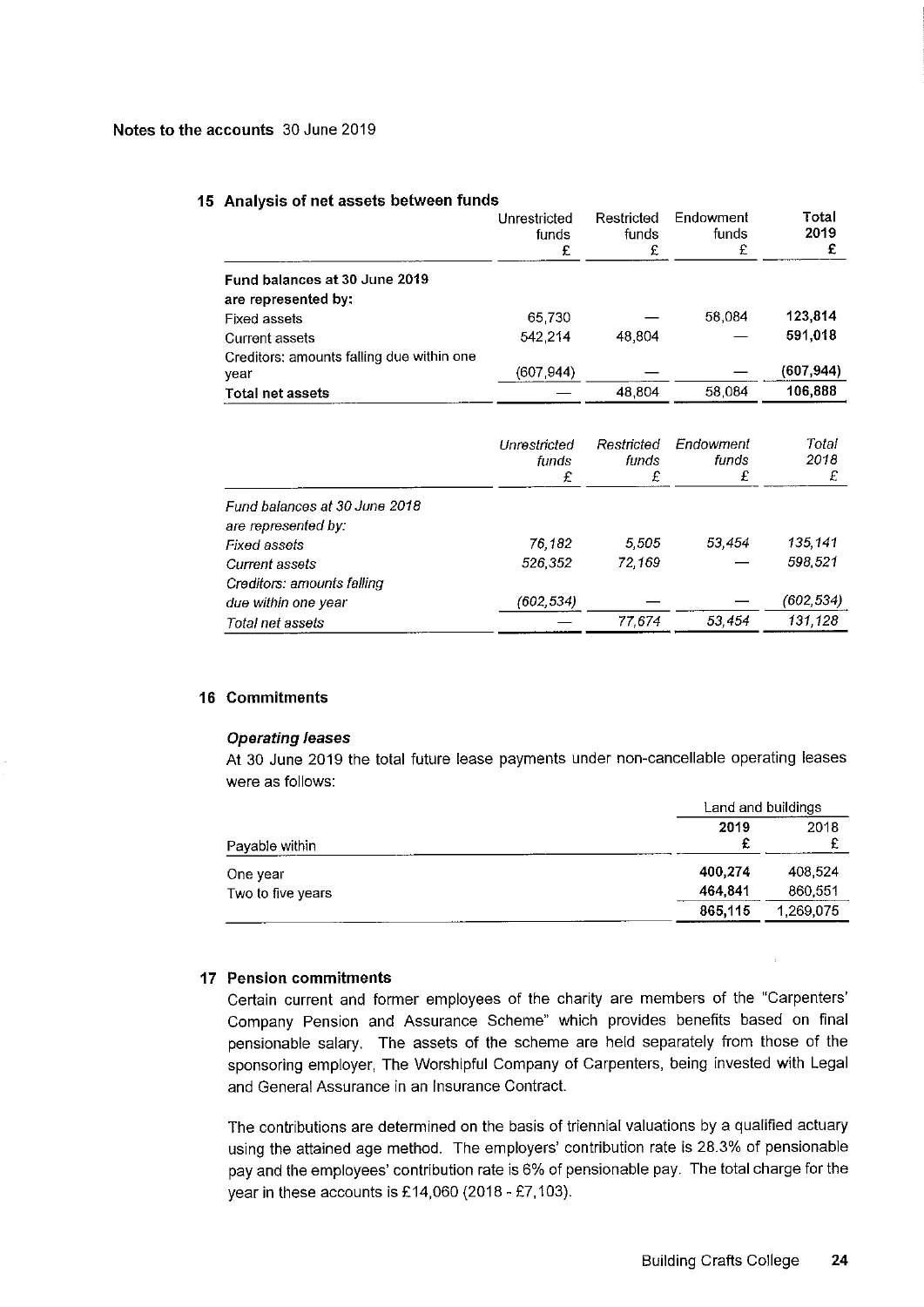**Notes to the accounts** 30 June 2019

## 15 Analysis of net assets between funds

| | Unrestricted funds £ | Restricted funds £ | Endowment funds £ | **Total 2019 £** |
|---|---|---|---|---|
| **Fund balances at 30 June 2019 are represented by:** | | | | |
| Fixed assets | 65,730 | — | 58,084 | **123,814** |
| Current assets | 542,214 | 48,804 | — | **591,018** |
| Creditors: amounts falling due within one year | (607,944) | — | — | **(607,944)** |
| **Total net assets** | — | 48,804 | 58,084 | **106,888** |

| | *Unrestricted funds £* | *Restricted funds £* | *Endowment funds £* | *Total 2018 £* |
|---|---|---|---|---|
| *Fund balances at 30 June 2018 are represented by:* | | | | |
| *Fixed assets* | *76,182* | *5,505* | *53,454* | *135,141* |
| *Current assets* | *526,352* | *72,169* | — | *598,521* |
| *Creditors: amounts falling due within one year* | *(602,534)* | — | — | *(602,534)* |
| *Total net assets* | — | *77,674* | *53,454* | *131,128* |

## 16 Commitments

### *Operating leases*

At 30 June 2019 the total future lease payments under non-cancellable operating leases were as follows:

| | Land and buildings | |
|---|---|---|
| Payable within | **2019 £** | 2018 £ |
| One year | **400,274** | 408,524 |
| Two to five years | **464,841** | 860,551 |
| | **865,115** | 1,269,075 |

## 17 Pension commitments

Certain current and former employees of the charity are members of the "Carpenters' Company Pension and Assurance Scheme" which provides benefits based on final pensionable salary. The assets of the scheme are held separately from those of the sponsoring employer, The Worshipful Company of Carpenters, being invested with Legal and General Assurance in an Insurance Contract.

The contributions are determined on the basis of triennial valuations by a qualified actuary using the attained age method. The employers' contribution rate is 28.3% of pensionable pay and the employees' contribution rate is 6% of pensionable pay. The total charge for the year in these accounts is £14,060 (2018 - £7,103).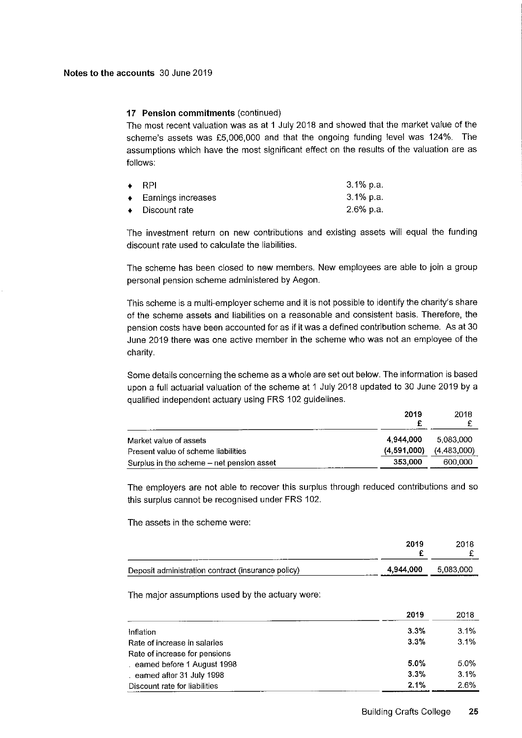**Notes to the accounts** 30 June 2019

### 17 Pension commitments (continued)

The most recent valuation was as at 1 July 2018 and showed that the market value of the scheme's assets was £5,006,000 and that the ongoing funding level was 124%. The assumptions which have the most significant effect on the results of the valuation are as follows:

| | |
|---|---|
| ♦ RPI | 3.1% p.a. |
| ♦ Earnings increases | 3.1% p.a. |
| ♦ Discount rate | 2.6% p.a. |

The investment return on new contributions and existing assets will equal the funding discount rate used to calculate the liabilities.

The scheme has been closed to new members. New employees are able to join a group personal pension scheme administered by Aegon.

This scheme is a multi-employer scheme and it is not possible to identify the charity's share of the scheme assets and liabilities on a reasonable and consistent basis. Therefore, the pension costs have been accounted for as if it was a defined contribution scheme. As at 30 June 2019 there was one active member in the scheme who was not an employee of the charity.

Some details concerning the scheme as a whole are set out below. The information is based upon a full actuarial valuation of the scheme at 1 July 2018 updated to 30 June 2019 by a qualified independent actuary using FRS 102 guidelines.

| | **2019** **£** | 2018 £ |
|---|---|---|
| Market value of assets | **4,944,000** | 5,083,000 |
| Present value of scheme liabilities | **(4,591,000)** | (4,483,000) |
| Surplus in the scheme – net pension asset | **353,000** | 600,000 |

The employers are not able to recover this surplus through reduced contributions and so this surplus cannot be recognised under FRS 102.

The assets in the scheme were:

| | **2019** **£** | 2018 £ |
|---|---|---|
| Deposit administration contract (insurance policy) | **4,944,000** | 5,083,000 |

The major assumptions used by the actuary were:

| | **2019** | 2018 |
|---|---|---|
| Inflation | **3.3%** | 3.1% |
| Rate of increase in salaries | **3.3%** | 3.1% |
| Rate of increase for pensions | | |
| . earned before 1 August 1998 | **5.0%** | 5.0% |
| . earned after 31 July 1998 | **3.3%** | 3.1% |
| Discount rate for liabilities | **2.1%** | 2.6% |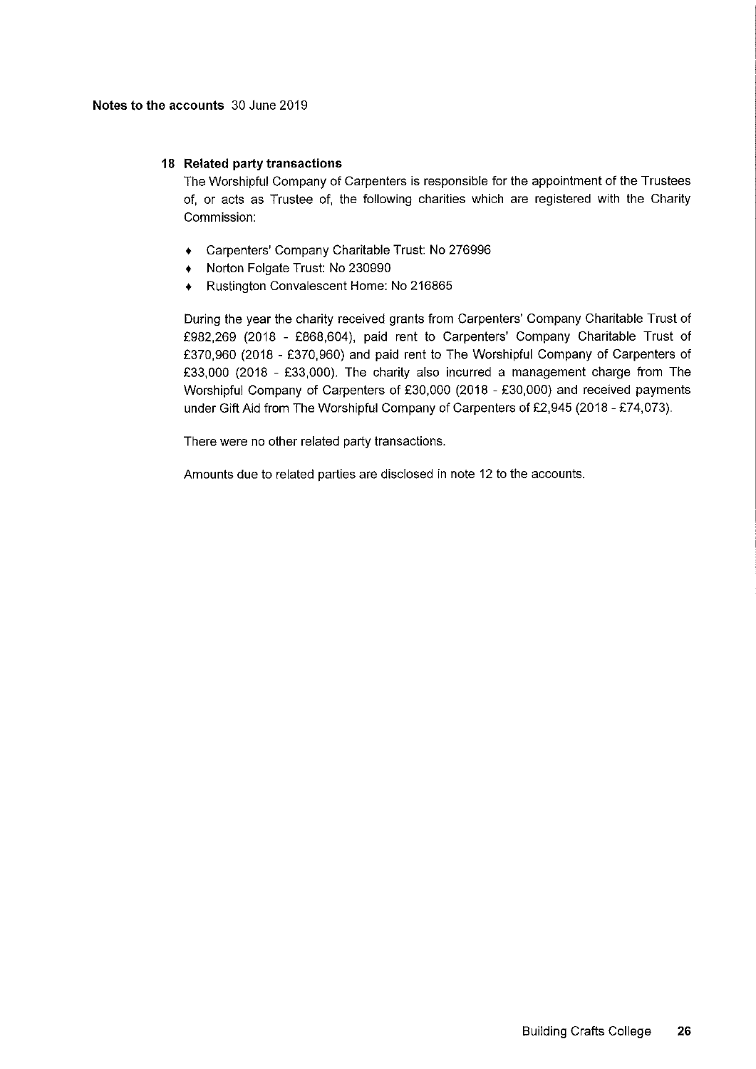**Notes to the accounts** 30 June 2019

## 18 Related party transactions

The Worshipful Company of Carpenters is responsible for the appointment of the Trustees of, or acts as Trustee of, the following charities which are registered with the Charity Commission:

- Carpenters' Company Charitable Trust: No 276996
- Norton Folgate Trust: No 230990
- Rustington Convalescent Home: No 216865

During the year the charity received grants from Carpenters' Company Charitable Trust of £982,269 (2018 - £868,604), paid rent to Carpenters' Company Charitable Trust of £370,960 (2018 - £370,960) and paid rent to The Worshipful Company of Carpenters of £33,000 (2018 - £33,000). The charity also incurred a management charge from The Worshipful Company of Carpenters of £30,000 (2018 - £30,000) and received payments under Gift Aid from The Worshipful Company of Carpenters of £2,945 (2018 - £74,073).

There were no other related party transactions.

Amounts due to related parties are disclosed in note 12 to the accounts.